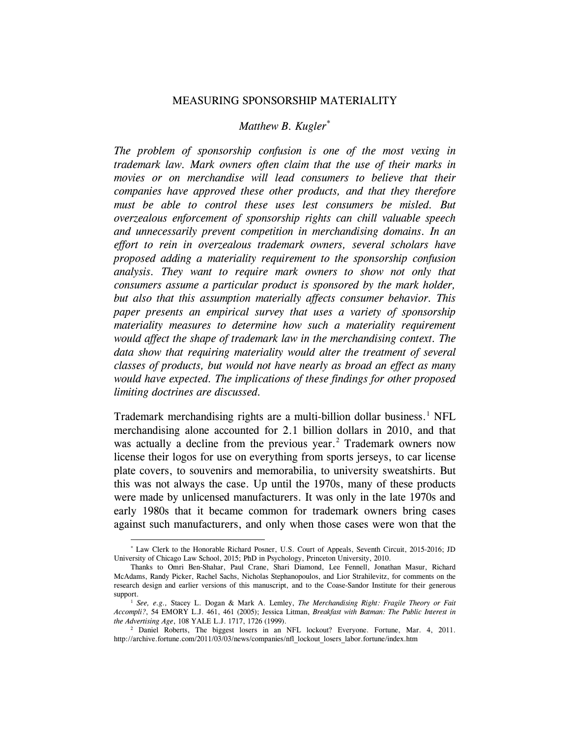# MEASURING SPONSORSHIP MATERIALITY

*Matthew B. Kugler*[*]

*The problem of sponsorship confusion is one of the most vexing in trademark law. Mark owners often claim that the use of their marks in movies or on merchandise will lead consumers to believe that their companies have approved these other products, and that they therefore must be able to control these uses lest consumers be misled. But overzealous enforcement of sponsorship rights can chill valuable speech and unnecessarily prevent competition in merchandising domains. In an effort to rein in overzealous trademark owners, several scholars have proposed adding a materiality requirement to the sponsorship confusion analysis. They want to require mark owners to show not only that consumers assume a particular product is sponsored by the mark holder, but also that this assumption materially affects consumer behavior. This paper presents an empirical survey that uses a variety of sponsorship materiality measures to determine how such a materiality requirement would affect the shape of trademark law in the merchandising context. The data show that requiring materiality would alter the treatment of several classes of products, but would not have nearly as broad an effect as many would have expected. The implications of these findings for other proposed limiting doctrines are discussed.*

Trademark merchandising rights are a multi-billion dollar business.[1] NFL merchandising alone accounted for 2.1 billion dollars in 2010, and that was actually a decline from the previous year.[2] Trademark owners now license their logos for use on everything from sports jerseys, to car license plate covers, to souvenirs and memorabilia, to university sweatshirts. But this was not always the case. Up until the 1970s, many of these products were made by unlicensed manufacturers. It was only in the late 1970s and early 1980s that it became common for trademark owners bring cases against such manufacturers, and only when those cases were won that the

---

[*] Law Clerk to the Honorable Richard Posner, U.S. Court of Appeals, Seventh Circuit, 2015-2016; JD University of Chicago Law School, 2015; PhD in Psychology, Princeton University, 2010.

Thanks to Omri Ben-Shahar, Paul Crane, Shari Diamond, Lee Fennell, Jonathan Masur, Richard McAdams, Randy Picker, Rachel Sachs, Nicholas Stephanopoulos, and Lior Strahilevitz, for comments on the research design and earlier versions of this manuscript, and to the Coase-Sandor Institute for their generous support.

[1] *See, e.g.,* Stacey L. Dogan & Mark A. Lemley, *The Merchandising Right: Fragile Theory or Fait Accompli?*, 54 EMORY L.J. 461, 461 (2005); Jessica Litman, *Breakfast with Batman: The Public Interest in the Advertising Age*, 108 YALE L.J. 1717, 1726 (1999).

[2] Daniel Roberts, The biggest losers in an NFL lockout? Everyone. Fortune, Mar. 4, 2011. http://archive.fortune.com/2011/03/03/news/companies/nfl_lockout_losers_labor.fortune/index.htm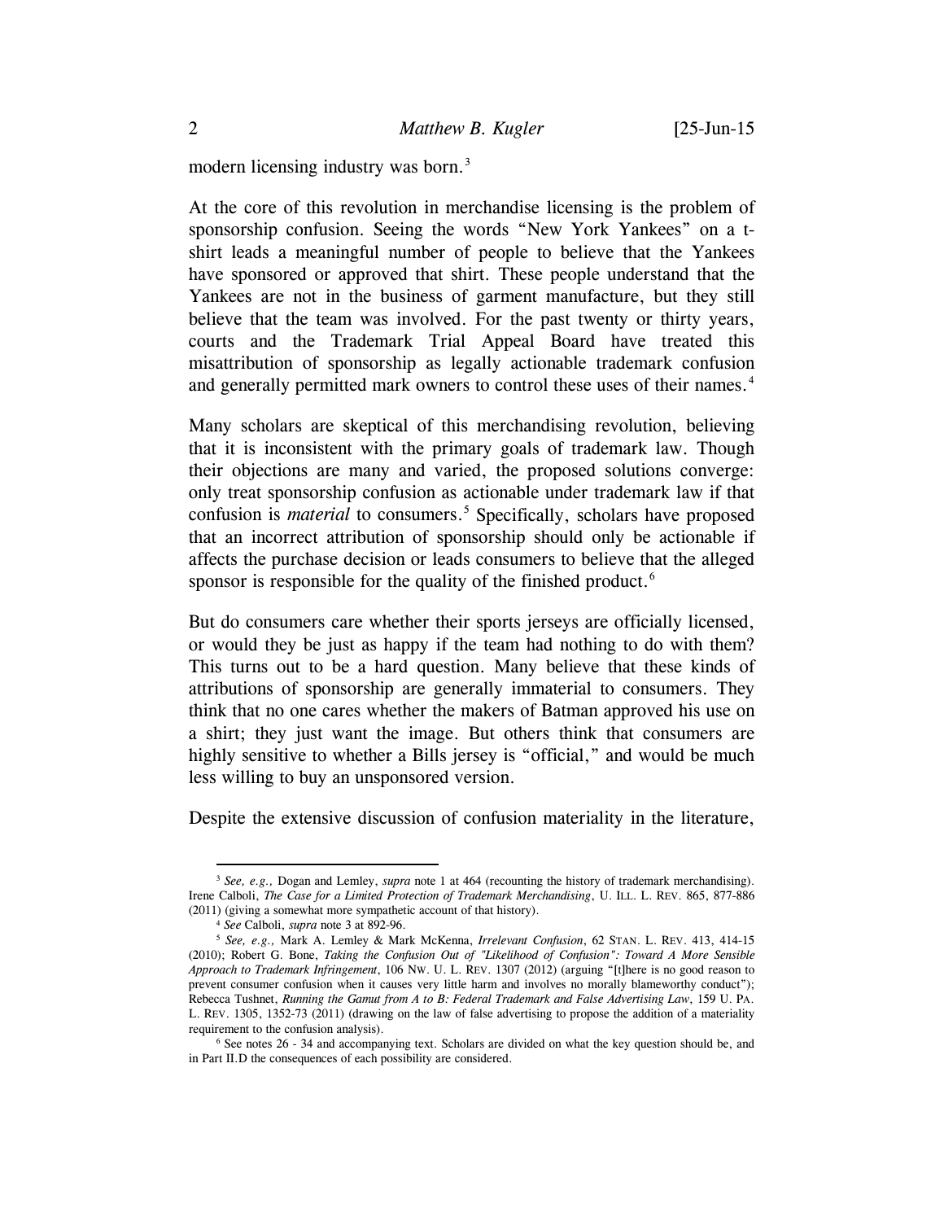modern licensing industry was born.[3]

At the core of this revolution in merchandise licensing is the problem of sponsorship confusion. Seeing the words "New York Yankees" on a t-shirt leads a meaningful number of people to believe that the Yankees have sponsored or approved that shirt. These people understand that the Yankees are not in the business of garment manufacture, but they still believe that the team was involved. For the past twenty or thirty years, courts and the Trademark Trial Appeal Board have treated this misattribution of sponsorship as legally actionable trademark confusion and generally permitted mark owners to control these uses of their names.[4]

Many scholars are skeptical of this merchandising revolution, believing that it is inconsistent with the primary goals of trademark law. Though their objections are many and varied, the proposed solutions converge: only treat sponsorship confusion as actionable under trademark law if that confusion is *material* to consumers.[5] Specifically, scholars have proposed that an incorrect attribution of sponsorship should only be actionable if affects the purchase decision or leads consumers to believe that the alleged sponsor is responsible for the quality of the finished product.[6]

But do consumers care whether their sports jerseys are officially licensed, or would they be just as happy if the team had nothing to do with them? This turns out to be a hard question. Many believe that these kinds of attributions of sponsorship are generally immaterial to consumers. They think that no one cares whether the makers of Batman approved his use on a shirt; they just want the image. But others think that consumers are highly sensitive to whether a Bills jersey is "official," and would be much less willing to buy an unsponsored version.

Despite the extensive discussion of confusion materiality in the literature,

---

[3] *See, e.g.,* Dogan and Lemley, *supra* note 1 at 464 (recounting the history of trademark merchandising). Irene Calboli, *The Case for a Limited Protection of Trademark Merchandising*, U. ILL. L. REV. 865, 877-886 (2011) (giving a somewhat more sympathetic account of that history).

[4] *See* Calboli, *supra* note 3 at 892-96.

[5] *See, e.g.,* Mark A. Lemley & Mark McKenna, *Irrelevant Confusion*, 62 STAN. L. REV. 413, 414-15 (2010); Robert G. Bone, *Taking the Confusion Out of "Likelihood of Confusion": Toward A More Sensible Approach to Trademark Infringement*, 106 NW. U. L. REV. 1307 (2012) (arguing "[t]here is no good reason to prevent consumer confusion when it causes very little harm and involves no morally blameworthy conduct"); Rebecca Tushnet, *Running the Gamut from A to B: Federal Trademark and False Advertising Law*, 159 U. PA. L. REV. 1305, 1352-73 (2011) (drawing on the law of false advertising to propose the addition of a materiality requirement to the confusion analysis).

[6] See notes 26 - 34 and accompanying text. Scholars are divided on what the key question should be, and in Part II.D the consequences of each possibility are considered.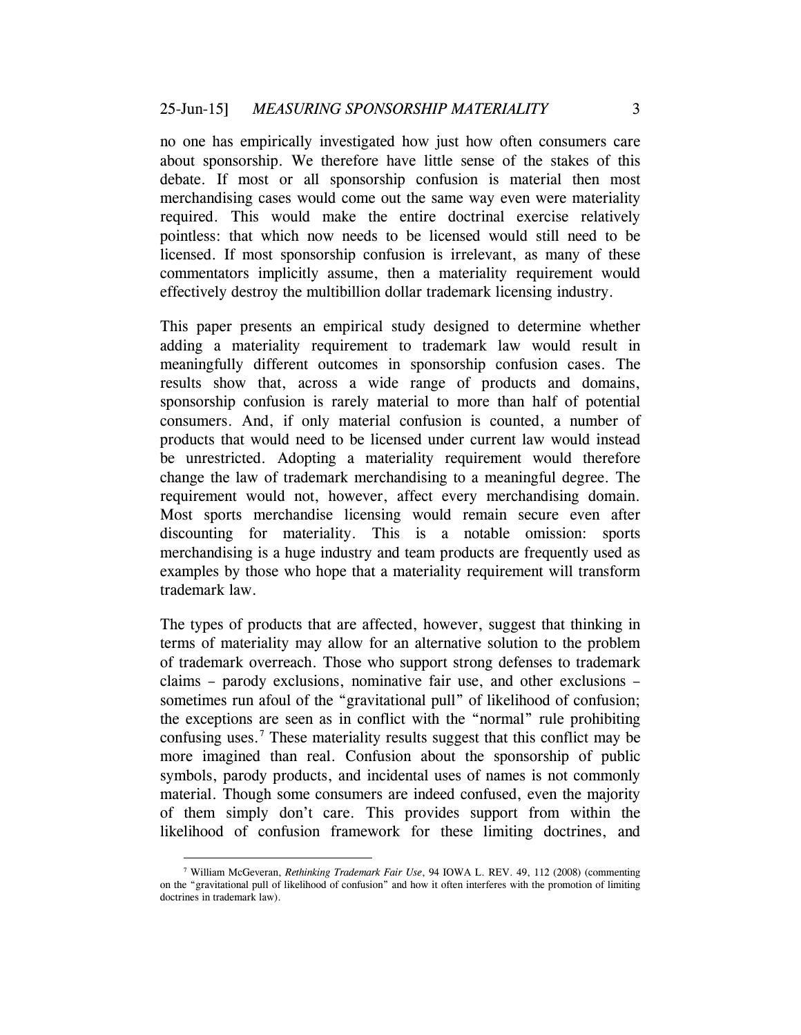no one has empirically investigated how just how often consumers care about sponsorship. We therefore have little sense of the stakes of this debate. If most or all sponsorship confusion is material then most merchandising cases would come out the same way even were materiality required. This would make the entire doctrinal exercise relatively pointless: that which now needs to be licensed would still need to be licensed. If most sponsorship confusion is irrelevant, as many of these commentators implicitly assume, then a materiality requirement would effectively destroy the multibillion dollar trademark licensing industry.

This paper presents an empirical study designed to determine whether adding a materiality requirement to trademark law would result in meaningfully different outcomes in sponsorship confusion cases. The results show that, across a wide range of products and domains, sponsorship confusion is rarely material to more than half of potential consumers. And, if only material confusion is counted, a number of products that would need to be licensed under current law would instead be unrestricted. Adopting a materiality requirement would therefore change the law of trademark merchandising to a meaningful degree. The requirement would not, however, affect every merchandising domain. Most sports merchandise licensing would remain secure even after discounting for materiality. This is a notable omission: sports merchandising is a huge industry and team products are frequently used as examples by those who hope that a materiality requirement will transform trademark law.

The types of products that are affected, however, suggest that thinking in terms of materiality may allow for an alternative solution to the problem of trademark overreach. Those who support strong defenses to trademark claims – parody exclusions, nominative fair use, and other exclusions – sometimes run afoul of the "gravitational pull" of likelihood of confusion; the exceptions are seen as in conflict with the "normal" rule prohibiting confusing uses.[7] These materiality results suggest that this conflict may be more imagined than real. Confusion about the sponsorship of public symbols, parody products, and incidental uses of names is not commonly material. Though some consumers are indeed confused, even the majority of them simply don't care. This provides support from within the likelihood of confusion framework for these limiting doctrines, and

[7] William McGeveran, *Rethinking Trademark Fair Use*, 94 IOWA L. REV. 49, 112 (2008) (commenting on the "gravitational pull of likelihood of confusion" and how it often interferes with the promotion of limiting doctrines in trademark law).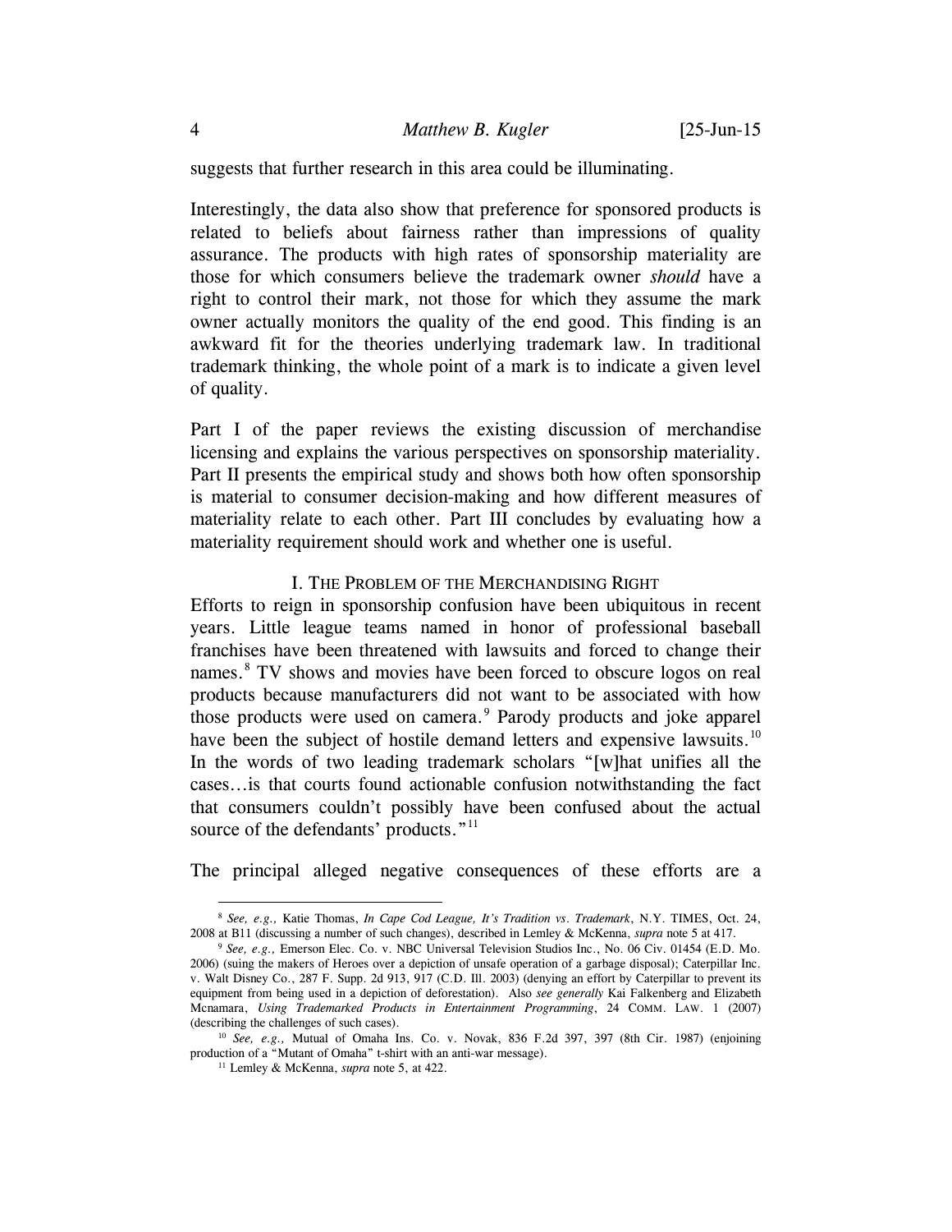suggests that further research in this area could be illuminating.

Interestingly, the data also show that preference for sponsored products is related to beliefs about fairness rather than impressions of quality assurance. The products with high rates of sponsorship materiality are those for which consumers believe the trademark owner *should* have a right to control their mark, not those for which they assume the mark owner actually monitors the quality of the end good. This finding is an awkward fit for the theories underlying trademark law. In traditional trademark thinking, the whole point of a mark is to indicate a given level of quality.

Part I of the paper reviews the existing discussion of merchandise licensing and explains the various perspectives on sponsorship materiality. Part II presents the empirical study and shows both how often sponsorship is material to consumer decision-making and how different measures of materiality relate to each other. Part III concludes by evaluating how a materiality requirement should work and whether one is useful.

## I. The Problem of the Merchandising Right

Efforts to reign in sponsorship confusion have been ubiquitous in recent years. Little league teams named in honor of professional baseball franchises have been threatened with lawsuits and forced to change their names.[8] TV shows and movies have been forced to obscure logos on real products because manufacturers did not want to be associated with how those products were used on camera.[9] Parody products and joke apparel have been the subject of hostile demand letters and expensive lawsuits.[10] In the words of two leading trademark scholars "[w]hat unifies all the cases…is that courts found actionable confusion notwithstanding the fact that consumers couldn't possibly have been confused about the actual source of the defendants' products."[11]

The principal alleged negative consequences of these efforts are a

---

[8] *See, e.g.,* Katie Thomas, *In Cape Cod League, It's Tradition vs. Trademark*, N.Y. TIMES, Oct. 24, 2008 at B11 (discussing a number of such changes), described in Lemley & McKenna, *supra* note 5 at 417.

[9] *See, e.g.,* Emerson Elec. Co. v. NBC Universal Television Studios Inc., No. 06 Civ. 01454 (E.D. Mo. 2006) (suing the makers of Heroes over a depiction of unsafe operation of a garbage disposal); Caterpillar Inc. v. Walt Disney Co., 287 F. Supp. 2d 913, 917 (C.D. Ill. 2003) (denying an effort by Caterpillar to prevent its equipment from being used in a depiction of deforestation). Also *see generally* Kai Falkenberg and Elizabeth Mcnamara, *Using Trademarked Products in Entertainment Programming*, 24 COMM. LAW. 1 (2007) (describing the challenges of such cases).

[10] *See, e.g.,* Mutual of Omaha Ins. Co. v. Novak, 836 F.2d 397, 397 (8th Cir. 1987) (enjoining production of a "Mutant of Omaha" t-shirt with an anti-war message).

[11] Lemley & McKenna, *supra* note 5, at 422.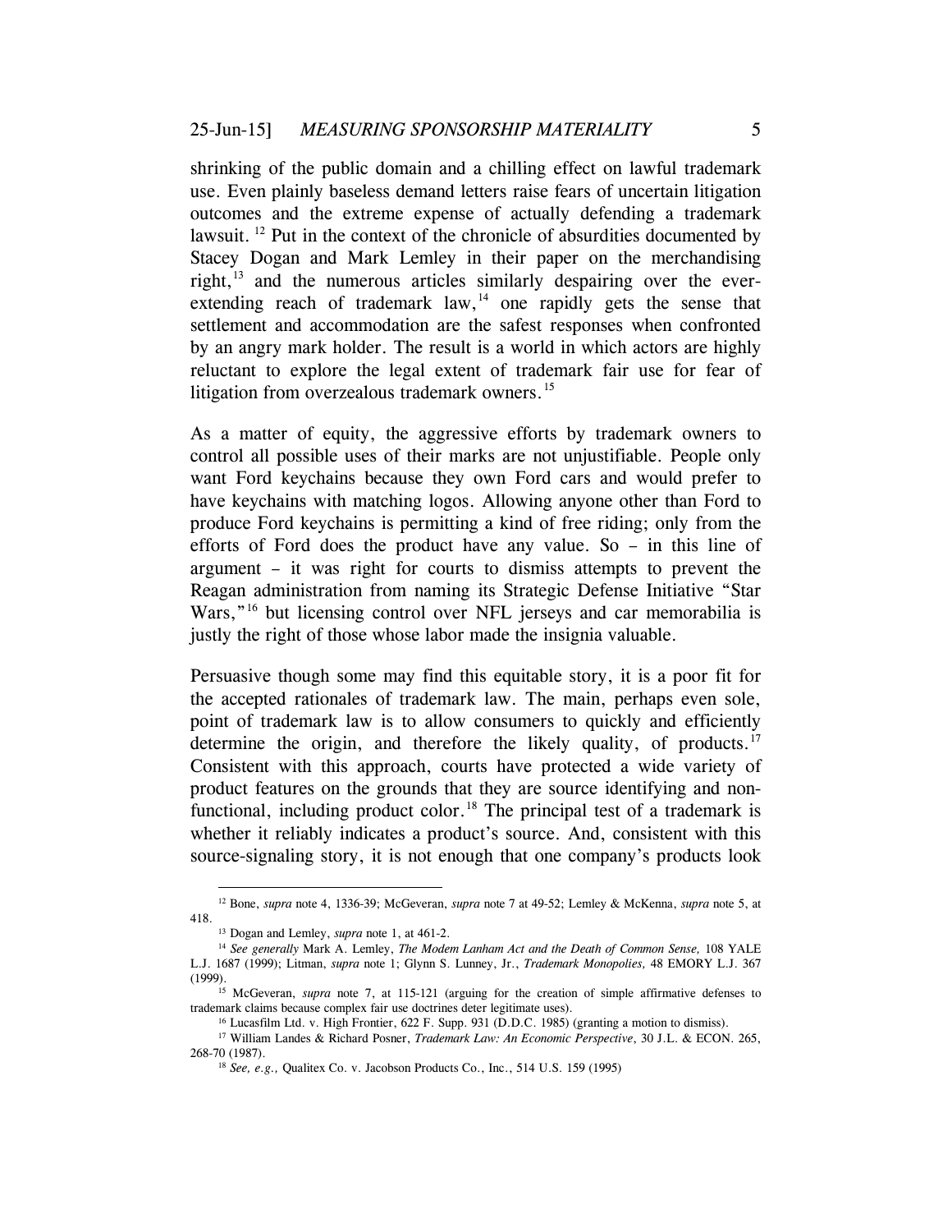shrinking of the public domain and a chilling effect on lawful trademark use. Even plainly baseless demand letters raise fears of uncertain litigation outcomes and the extreme expense of actually defending a trademark lawsuit. [12] Put in the context of the chronicle of absurdities documented by Stacey Dogan and Mark Lemley in their paper on the merchandising right,[13] and the numerous articles similarly despairing over the ever-extending reach of trademark law,[14] one rapidly gets the sense that settlement and accommodation are the safest responses when confronted by an angry mark holder. The result is a world in which actors are highly reluctant to explore the legal extent of trademark fair use for fear of litigation from overzealous trademark owners.[15]

As a matter of equity, the aggressive efforts by trademark owners to control all possible uses of their marks are not unjustifiable. People only want Ford keychains because they own Ford cars and would prefer to have keychains with matching logos. Allowing anyone other than Ford to produce Ford keychains is permitting a kind of free riding; only from the efforts of Ford does the product have any value. So – in this line of argument – it was right for courts to dismiss attempts to prevent the Reagan administration from naming its Strategic Defense Initiative "Star Wars,"[16] but licensing control over NFL jerseys and car memorabilia is justly the right of those whose labor made the insignia valuable.

Persuasive though some may find this equitable story, it is a poor fit for the accepted rationales of trademark law. The main, perhaps even sole, point of trademark law is to allow consumers to quickly and efficiently determine the origin, and therefore the likely quality, of products.[17] Consistent with this approach, courts have protected a wide variety of product features on the grounds that they are source identifying and non-functional, including product color.[18] The principal test of a trademark is whether it reliably indicates a product's source. And, consistent with this source-signaling story, it is not enough that one company's products look

---

[12] Bone, *supra* note 4, 1336-39; McGeveran, *supra* note 7 at 49-52; Lemley & McKenna, *supra* note 5, at 418.

[13] Dogan and Lemley, *supra* note 1, at 461-2.

[14] *See generally* Mark A. Lemley, *The Modem Lanham Act and the Death of Common Sense,* 108 YALE L.J. 1687 (1999); Litman, *supra* note 1; Glynn S. Lunney, Jr., *Trademark Monopolies,* 48 EMORY L.J. 367 (1999).

[15] McGeveran, *supra* note 7, at 115-121 (arguing for the creation of simple affirmative defenses to trademark claims because complex fair use doctrines deter legitimate uses).

[16] Lucasfilm Ltd. v. High Frontier, 622 F. Supp. 931 (D.D.C. 1985) (granting a motion to dismiss).

[17] William Landes & Richard Posner, *Trademark Law: An Economic Perspective*, 30 J.L. & ECON. 265, 268-70 (1987).

[18] *See, e.g.,* Qualitex Co. v. Jacobson Products Co., Inc., 514 U.S. 159 (1995)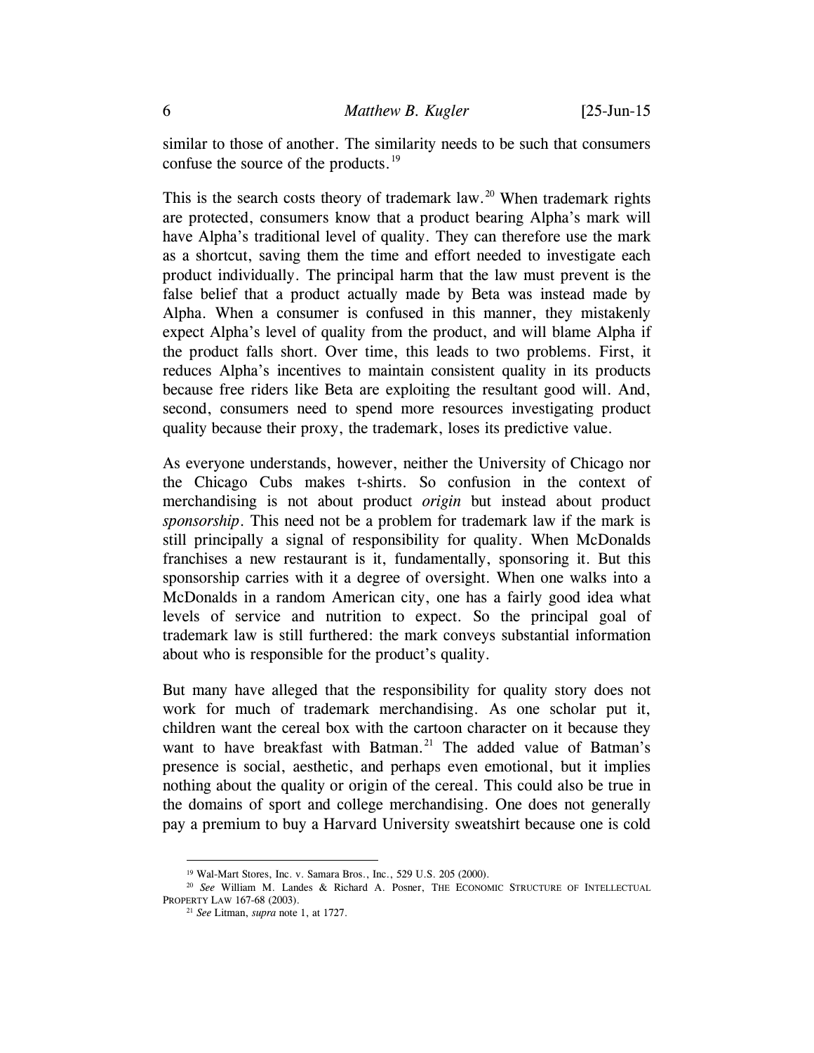similar to those of another. The similarity needs to be such that consumers confuse the source of the products.[19]

This is the search costs theory of trademark law.[20] When trademark rights are protected, consumers know that a product bearing Alpha's mark will have Alpha's traditional level of quality. They can therefore use the mark as a shortcut, saving them the time and effort needed to investigate each product individually. The principal harm that the law must prevent is the false belief that a product actually made by Beta was instead made by Alpha. When a consumer is confused in this manner, they mistakenly expect Alpha's level of quality from the product, and will blame Alpha if the product falls short. Over time, this leads to two problems. First, it reduces Alpha's incentives to maintain consistent quality in its products because free riders like Beta are exploiting the resultant good will. And, second, consumers need to spend more resources investigating product quality because their proxy, the trademark, loses its predictive value.

As everyone understands, however, neither the University of Chicago nor the Chicago Cubs makes t-shirts. So confusion in the context of merchandising is not about product *origin* but instead about product *sponsorship*. This need not be a problem for trademark law if the mark is still principally a signal of responsibility for quality. When McDonalds franchises a new restaurant is it, fundamentally, sponsoring it. But this sponsorship carries with it a degree of oversight. When one walks into a McDonalds in a random American city, one has a fairly good idea what levels of service and nutrition to expect. So the principal goal of trademark law is still furthered: the mark conveys substantial information about who is responsible for the product's quality.

But many have alleged that the responsibility for quality story does not work for much of trademark merchandising. As one scholar put it, children want the cereal box with the cartoon character on it because they want to have breakfast with Batman.[21] The added value of Batman's presence is social, aesthetic, and perhaps even emotional, but it implies nothing about the quality or origin of the cereal. This could also be true in the domains of sport and college merchandising. One does not generally pay a premium to buy a Harvard University sweatshirt because one is cold

---

[19] Wal-Mart Stores, Inc. v. Samara Bros., Inc., 529 U.S. 205 (2000).

[20] *See* William M. Landes & Richard A. Posner, THE ECONOMIC STRUCTURE OF INTELLECTUAL PROPERTY LAW 167-68 (2003).

[21] *See* Litman, *supra* note 1, at 1727.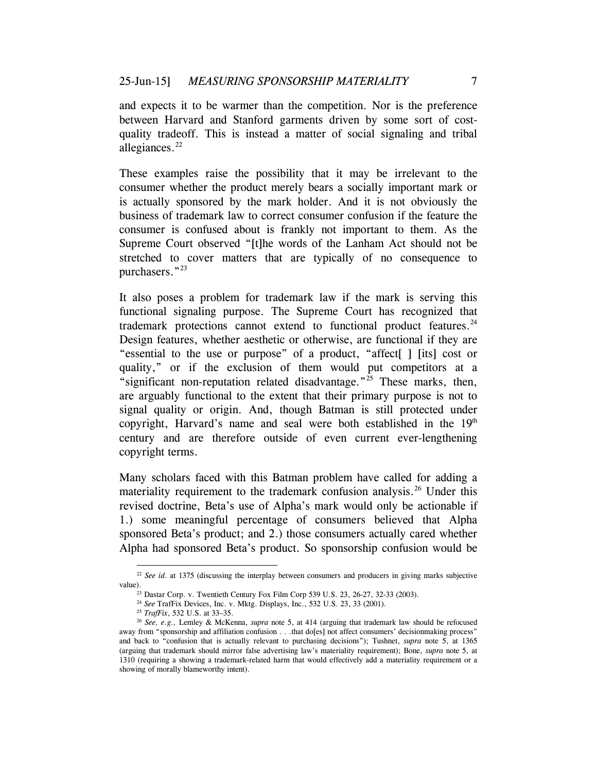and expects it to be warmer than the competition. Nor is the preference between Harvard and Stanford garments driven by some sort of cost-quality tradeoff. This is instead a matter of social signaling and tribal allegiances.[22]

These examples raise the possibility that it may be irrelevant to the consumer whether the product merely bears a socially important mark or is actually sponsored by the mark holder. And it is not obviously the business of trademark law to correct consumer confusion if the feature the consumer is confused about is frankly not important to them. As the Supreme Court observed "[t]he words of the Lanham Act should not be stretched to cover matters that are typically of no consequence to purchasers."[23]

It also poses a problem for trademark law if the mark is serving this functional signaling purpose. The Supreme Court has recognized that trademark protections cannot extend to functional product features.[24] Design features, whether aesthetic or otherwise, are functional if they are "essential to the use or purpose" of a product, "affect[ ] [its] cost or quality," or if the exclusion of them would put competitors at a "significant non-reputation related disadvantage."[25] These marks, then, are arguably functional to the extent that their primary purpose is not to signal quality or origin. And, though Batman is still protected under copyright, Harvard's name and seal were both established in the 19th century and are therefore outside of even current ever-lengthening copyright terms.

Many scholars faced with this Batman problem have called for adding a materiality requirement to the trademark confusion analysis.[26] Under this revised doctrine, Beta's use of Alpha's mark would only be actionable if 1.) some meaningful percentage of consumers believed that Alpha sponsored Beta's product; and 2.) those consumers actually cared whether Alpha had sponsored Beta's product. So sponsorship confusion would be

---

[22] *See id.* at 1375 (discussing the interplay between consumers and producers in giving marks subjective value).

[23] Dastar Corp. v. Twentieth Century Fox Film Corp 539 U.S. 23, 26-27, 32-33 (2003).

[24] *See* TrafFix Devices, Inc. v. Mktg. Displays, Inc., 532 U.S. 23, 33 (2001).

[25] *TrafFix*, 532 U.S. at 33–35.

[26] *See, e.g.,* Lemley & McKenna, *supra* note 5, at 414 (arguing that trademark law should be refocused away from "sponsorship and affiliation confusion . . .that do[es] not affect consumers' decisionmaking process" and back to "confusion that is actually relevant to purchasing decisions"); Tushnet, *supra* note 5, at 1365 (arguing that trademark should mirror false advertising law's materiality requirement); Bone, *supra* note 5, at 1310 (requiring a showing a trademark-related harm that would effectively add a materiality requirement or a showing of morally blameworthy intent).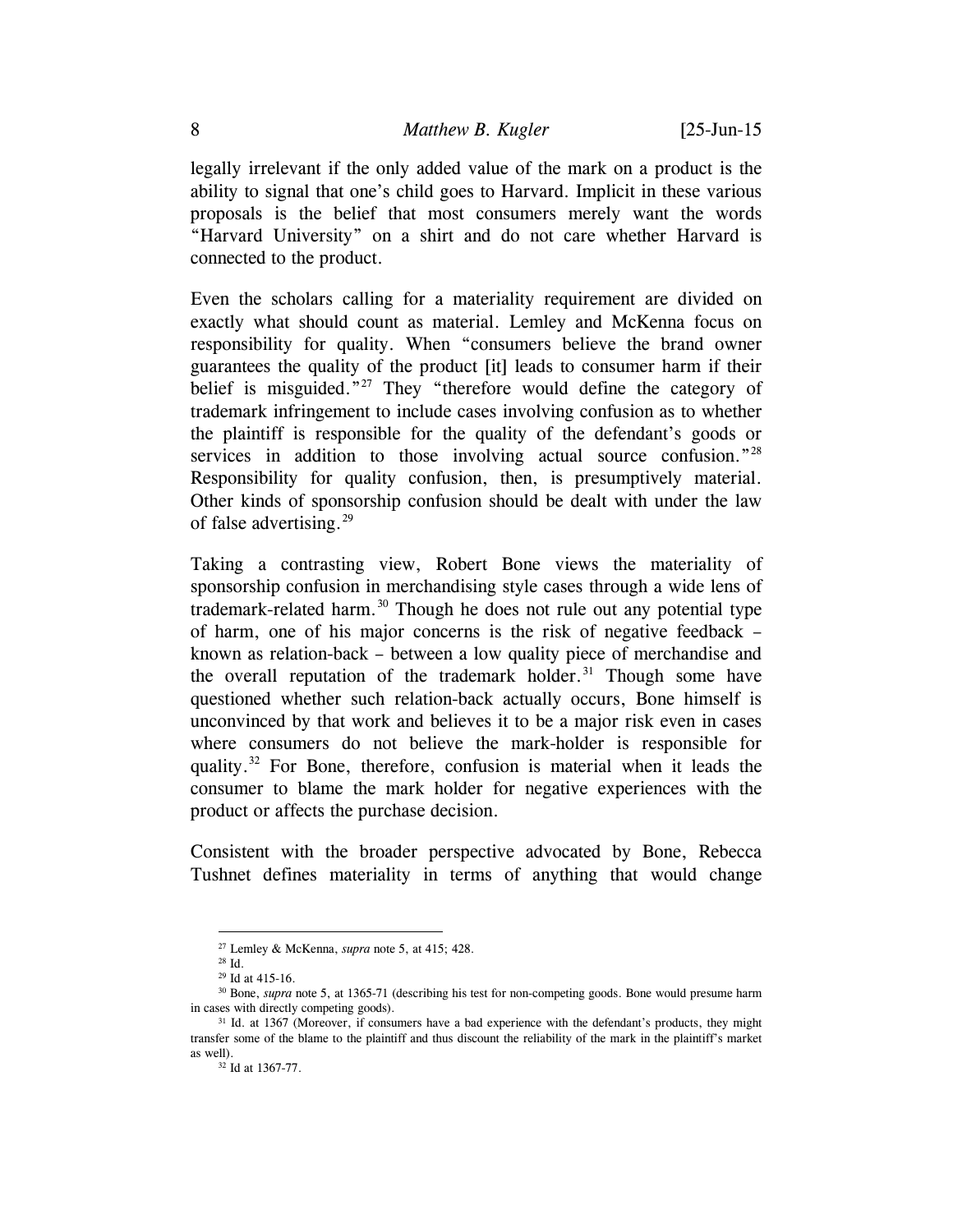legally irrelevant if the only added value of the mark on a product is the ability to signal that one's child goes to Harvard. Implicit in these various proposals is the belief that most consumers merely want the words "Harvard University" on a shirt and do not care whether Harvard is connected to the product.

Even the scholars calling for a materiality requirement are divided on exactly what should count as material. Lemley and McKenna focus on responsibility for quality. When "consumers believe the brand owner guarantees the quality of the product [it] leads to consumer harm if their belief is misguided."[27] They "therefore would define the category of trademark infringement to include cases involving confusion as to whether the plaintiff is responsible for the quality of the defendant's goods or services in addition to those involving actual source confusion."[28] Responsibility for quality confusion, then, is presumptively material. Other kinds of sponsorship confusion should be dealt with under the law of false advertising.[29]

Taking a contrasting view, Robert Bone views the materiality of sponsorship confusion in merchandising style cases through a wide lens of trademark-related harm.[30] Though he does not rule out any potential type of harm, one of his major concerns is the risk of negative feedback – known as relation-back – between a low quality piece of merchandise and the overall reputation of the trademark holder.[31] Though some have questioned whether such relation-back actually occurs, Bone himself is unconvinced by that work and believes it to be a major risk even in cases where consumers do not believe the mark-holder is responsible for quality.[32] For Bone, therefore, confusion is material when it leads the consumer to blame the mark holder for negative experiences with the product or affects the purchase decision.

Consistent with the broader perspective advocated by Bone, Rebecca Tushnet defines materiality in terms of anything that would change

---

[27] Lemley & McKenna, *supra* note 5, at 415; 428.

[28] Id.

[29] Id at 415-16.

[30] Bone, *supra* note 5, at 1365-71 (describing his test for non-competing goods. Bone would presume harm in cases with directly competing goods).

[31] Id. at 1367 (Moreover, if consumers have a bad experience with the defendant's products, they might transfer some of the blame to the plaintiff and thus discount the reliability of the mark in the plaintiff's market as well).

[32] Id at 1367-77.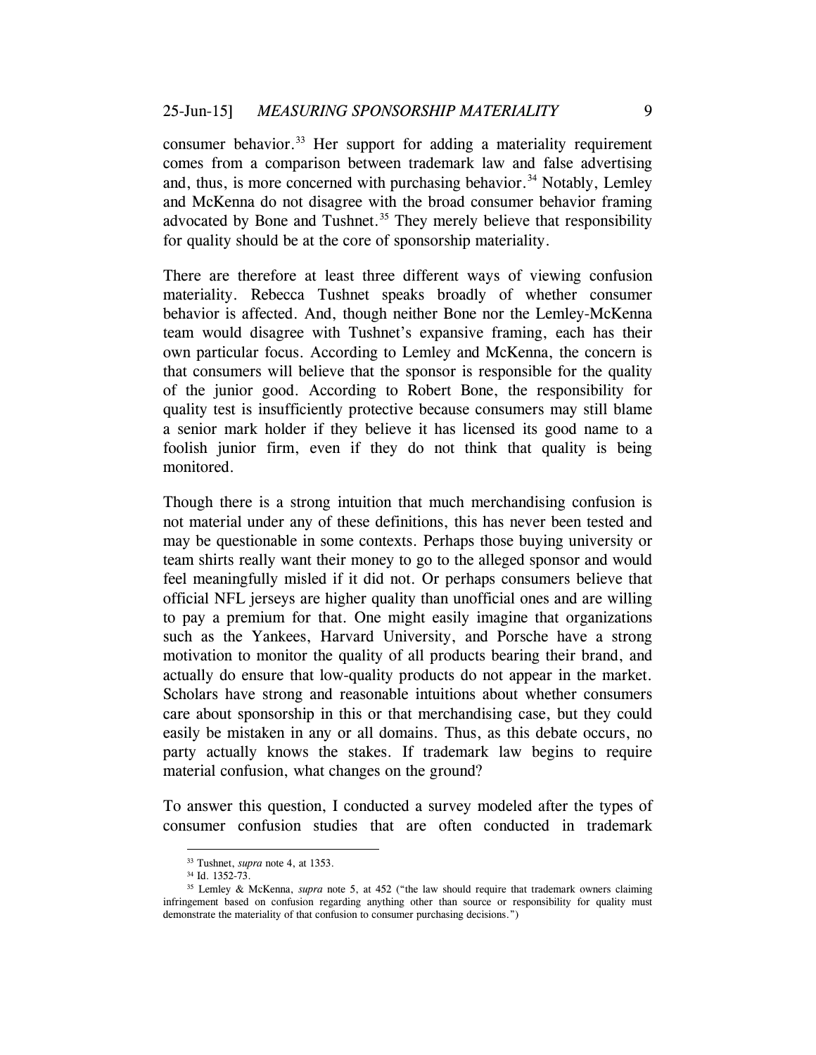consumer behavior.[33] Her support for adding a materiality requirement comes from a comparison between trademark law and false advertising and, thus, is more concerned with purchasing behavior.[34] Notably, Lemley and McKenna do not disagree with the broad consumer behavior framing advocated by Bone and Tushnet.[35] They merely believe that responsibility for quality should be at the core of sponsorship materiality.

There are therefore at least three different ways of viewing confusion materiality. Rebecca Tushnet speaks broadly of whether consumer behavior is affected. And, though neither Bone nor the Lemley-McKenna team would disagree with Tushnet's expansive framing, each has their own particular focus. According to Lemley and McKenna, the concern is that consumers will believe that the sponsor is responsible for the quality of the junior good. According to Robert Bone, the responsibility for quality test is insufficiently protective because consumers may still blame a senior mark holder if they believe it has licensed its good name to a foolish junior firm, even if they do not think that quality is being monitored.

Though there is a strong intuition that much merchandising confusion is not material under any of these definitions, this has never been tested and may be questionable in some contexts. Perhaps those buying university or team shirts really want their money to go to the alleged sponsor and would feel meaningfully misled if it did not. Or perhaps consumers believe that official NFL jerseys are higher quality than unofficial ones and are willing to pay a premium for that. One might easily imagine that organizations such as the Yankees, Harvard University, and Porsche have a strong motivation to monitor the quality of all products bearing their brand, and actually do ensure that low-quality products do not appear in the market. Scholars have strong and reasonable intuitions about whether consumers care about sponsorship in this or that merchandising case, but they could easily be mistaken in any or all domains. Thus, as this debate occurs, no party actually knows the stakes. If trademark law begins to require material confusion, what changes on the ground?

To answer this question, I conducted a survey modeled after the types of consumer confusion studies that are often conducted in trademark

---

[33] Tushnet, *supra* note 4, at 1353.

[34] Id. 1352-73.

[35] Lemley & McKenna, *supra* note 5, at 452 ("the law should require that trademark owners claiming infringement based on confusion regarding anything other than source or responsibility for quality must demonstrate the materiality of that confusion to consumer purchasing decisions.")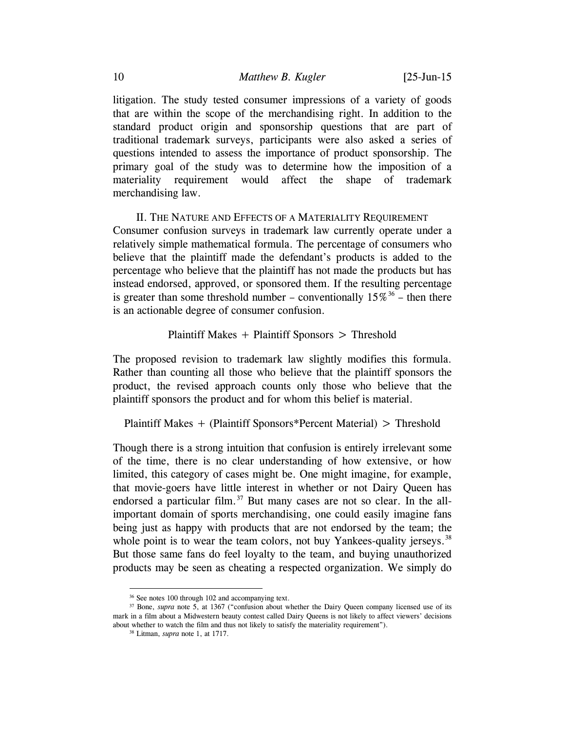litigation. The study tested consumer impressions of a variety of goods that are within the scope of the merchandising right. In addition to the standard product origin and sponsorship questions that are part of traditional trademark surveys, participants were also asked a series of questions intended to assess the importance of product sponsorship. The primary goal of the study was to determine how the imposition of a materiality requirement would affect the shape of trademark merchandising law.

## II. The Nature and Effects of a Materiality Requirement

Consumer confusion surveys in trademark law currently operate under a relatively simple mathematical formula. The percentage of consumers who believe that the plaintiff made the defendant's products is added to the percentage who believe that the plaintiff has not made the products but has instead endorsed, approved, or sponsored them. If the resulting percentage is greater than some threshold number – conventionally 15%[36] – then there is an actionable degree of consumer confusion.

$$\text{Plaintiff Makes} + \text{Plaintiff Sponsors} > \text{Threshold}$$

The proposed revision to trademark law slightly modifies this formula. Rather than counting all those who believe that the plaintiff sponsors the product, the revised approach counts only those who believe that the plaintiff sponsors the product and for whom this belief is material.

$$\text{Plaintiff Makes} + (\text{Plaintiff Sponsors} * \text{Percent Material}) > \text{Threshold}$$

Though there is a strong intuition that confusion is entirely irrelevant some of the time, there is no clear understanding of how extensive, or how limited, this category of cases might be. One might imagine, for example, that movie-goers have little interest in whether or not Dairy Queen has endorsed a particular film.[37] But many cases are not so clear. In the all-important domain of sports merchandising, one could easily imagine fans being just as happy with products that are not endorsed by the team; the whole point is to wear the team colors, not buy Yankees-quality jerseys.[38] But those same fans do feel loyalty to the team, and buying unauthorized products may be seen as cheating a respected organization. We simply do

---

[36] See notes 100 through 102 and accompanying text.

[37] Bone, *supra* note 5, at 1367 ("confusion about whether the Dairy Queen company licensed use of its mark in a film about a Midwestern beauty contest called Dairy Queens is not likely to affect viewers' decisions about whether to watch the film and thus not likely to satisfy the materiality requirement").

[38] Litman, *supra* note 1, at 1717.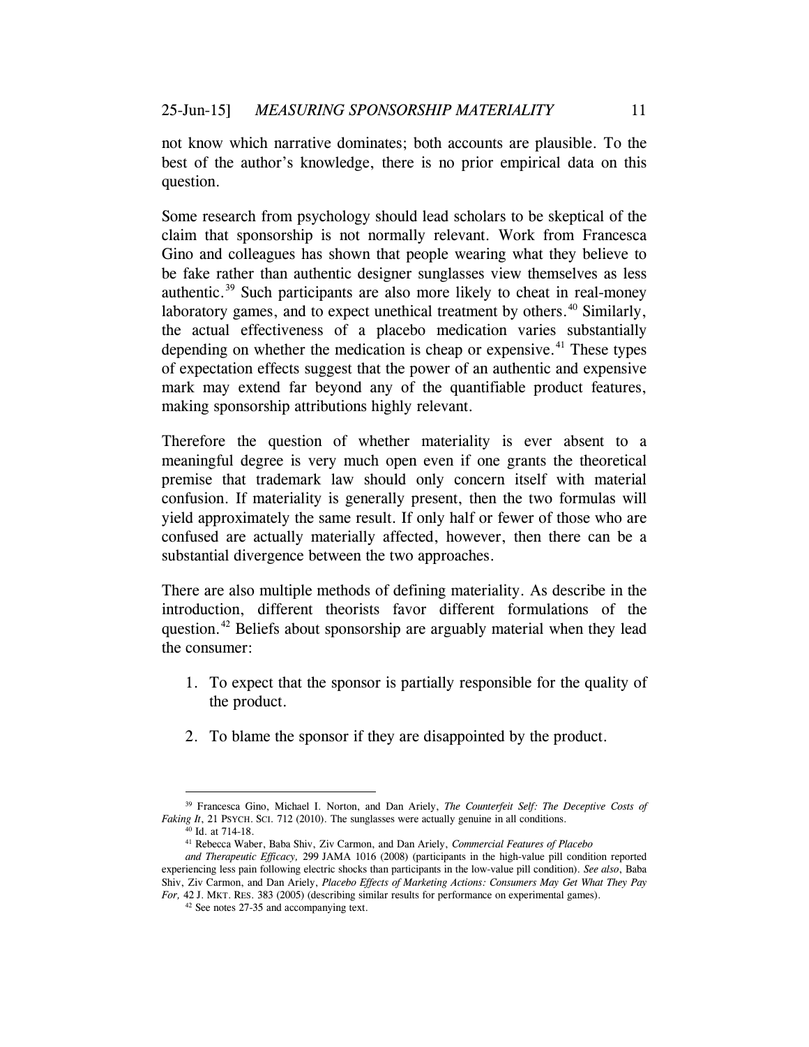not know which narrative dominates; both accounts are plausible. To the best of the author's knowledge, there is no prior empirical data on this question.

Some research from psychology should lead scholars to be skeptical of the claim that sponsorship is not normally relevant. Work from Francesca Gino and colleagues has shown that people wearing what they believe to be fake rather than authentic designer sunglasses view themselves as less authentic.[39] Such participants are also more likely to cheat in real-money laboratory games, and to expect unethical treatment by others.[40] Similarly, the actual effectiveness of a placebo medication varies substantially depending on whether the medication is cheap or expensive.[41] These types of expectation effects suggest that the power of an authentic and expensive mark may extend far beyond any of the quantifiable product features, making sponsorship attributions highly relevant.

Therefore the question of whether materiality is ever absent to a meaningful degree is very much open even if one grants the theoretical premise that trademark law should only concern itself with material confusion. If materiality is generally present, then the two formulas will yield approximately the same result. If only half or fewer of those who are confused are actually materially affected, however, then there can be a substantial divergence between the two approaches.

There are also multiple methods of defining materiality. As describe in the introduction, different theorists favor different formulations of the question.[42] Beliefs about sponsorship are arguably material when they lead the consumer:

1. To expect that the sponsor is partially responsible for the quality of the product.

2. To blame the sponsor if they are disappointed by the product.

---

[39] Francesca Gino, Michael I. Norton, and Dan Ariely, *The Counterfeit Self: The Deceptive Costs of Faking It*, 21 PSYCH. SCI. 712 (2010). The sunglasses were actually genuine in all conditions.

[40] Id. at 714-18.

[41] Rebecca Waber, Baba Shiv, Ziv Carmon, and Dan Ariely, *Commercial Features of Placebo and Therapeutic Efficacy,* 299 JAMA 1016 (2008) (participants in the high-value pill condition reported experiencing less pain following electric shocks than participants in the low-value pill condition). *See also*, Baba Shiv, Ziv Carmon, and Dan Ariely, *Placebo Effects of Marketing Actions: Consumers May Get What They Pay For,* 42 J. MKT. RES. 383 (2005) (describing similar results for performance on experimental games).

[42] See notes 27-35 and accompanying text.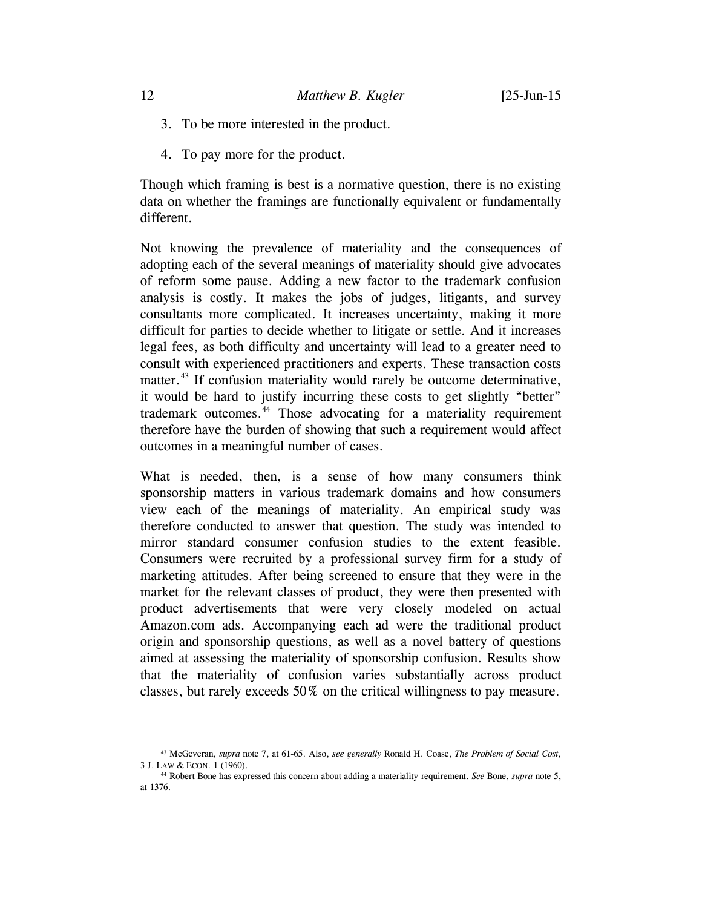3. To be more interested in the product.

4. To pay more for the product.

Though which framing is best is a normative question, there is no existing data on whether the framings are functionally equivalent or fundamentally different.

Not knowing the prevalence of materiality and the consequences of adopting each of the several meanings of materiality should give advocates of reform some pause. Adding a new factor to the trademark confusion analysis is costly. It makes the jobs of judges, litigants, and survey consultants more complicated. It increases uncertainty, making it more difficult for parties to decide whether to litigate or settle. And it increases legal fees, as both difficulty and uncertainty will lead to a greater need to consult with experienced practitioners and experts. These transaction costs matter.[43] If confusion materiality would rarely be outcome determinative, it would be hard to justify incurring these costs to get slightly "better" trademark outcomes.[44] Those advocating for a materiality requirement therefore have the burden of showing that such a requirement would affect outcomes in a meaningful number of cases.

What is needed, then, is a sense of how many consumers think sponsorship matters in various trademark domains and how consumers view each of the meanings of materiality. An empirical study was therefore conducted to answer that question. The study was intended to mirror standard consumer confusion studies to the extent feasible. Consumers were recruited by a professional survey firm for a study of marketing attitudes. After being screened to ensure that they were in the market for the relevant classes of product, they were then presented with product advertisements that were very closely modeled on actual Amazon.com ads. Accompanying each ad were the traditional product origin and sponsorship questions, as well as a novel battery of questions aimed at assessing the materiality of sponsorship confusion. Results show that the materiality of confusion varies substantially across product classes, but rarely exceeds 50% on the critical willingness to pay measure.

---

[43] McGeveran, *supra* note 7, at 61-65. Also, *see generally* Ronald H. Coase, *The Problem of Social Cost*, 3 J. LAW & ECON. 1 (1960).

[44] Robert Bone has expressed this concern about adding a materiality requirement. *See* Bone, *supra* note 5, at 1376.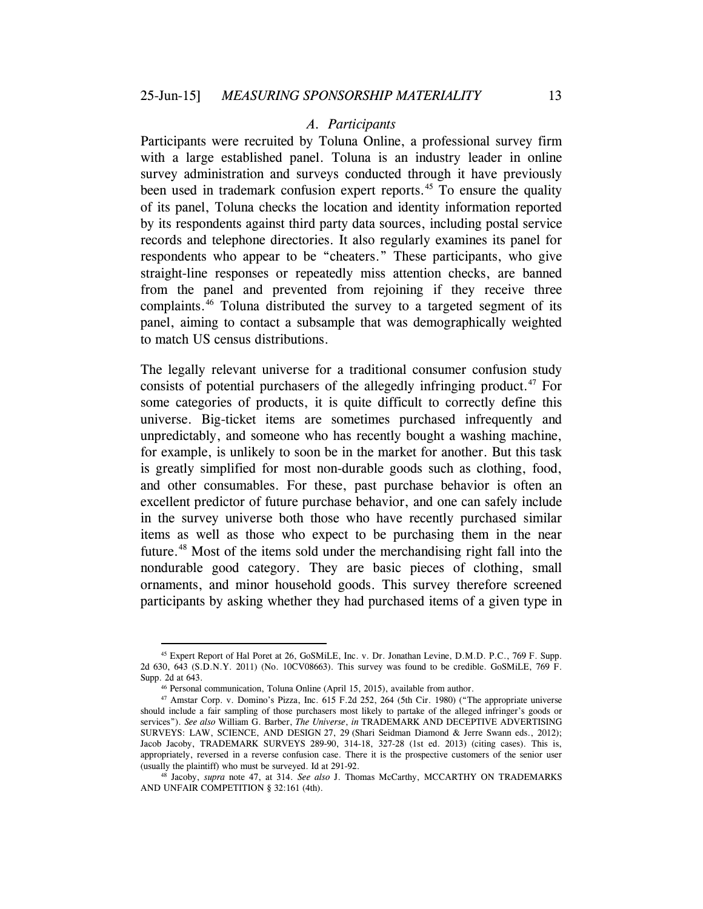### *A. Participants*

Participants were recruited by Toluna Online, a professional survey firm with a large established panel. Toluna is an industry leader in online survey administration and surveys conducted through it have previously been used in trademark confusion expert reports.[45] To ensure the quality of its panel, Toluna checks the location and identity information reported by its respondents against third party data sources, including postal service records and telephone directories. It also regularly examines its panel for respondents who appear to be "cheaters." These participants, who give straight-line responses or repeatedly miss attention checks, are banned from the panel and prevented from rejoining if they receive three complaints.[46] Toluna distributed the survey to a targeted segment of its panel, aiming to contact a subsample that was demographically weighted to match US census distributions.

The legally relevant universe for a traditional consumer confusion study consists of potential purchasers of the allegedly infringing product.[47] For some categories of products, it is quite difficult to correctly define this universe. Big-ticket items are sometimes purchased infrequently and unpredictably, and someone who has recently bought a washing machine, for example, is unlikely to soon be in the market for another. But this task is greatly simplified for most non-durable goods such as clothing, food, and other consumables. For these, past purchase behavior is often an excellent predictor of future purchase behavior, and one can safely include in the survey universe both those who have recently purchased similar items as well as those who expect to be purchasing them in the near future.[48] Most of the items sold under the merchandising right fall into the nondurable good category. They are basic pieces of clothing, small ornaments, and minor household goods. This survey therefore screened participants by asking whether they had purchased items of a given type in

---

[45] Expert Report of Hal Poret at 26, GoSMiLE, Inc. v. Dr. Jonathan Levine, D.M.D. P.C., 769 F. Supp. 2d 630, 643 (S.D.N.Y. 2011) (No. 10CV08663). This survey was found to be credible. GoSMiLE, 769 F. Supp. 2d at 643.

[46] Personal communication, Toluna Online (April 15, 2015), available from author.

[47] Amstar Corp. v. Domino's Pizza, Inc. 615 F.2d 252, 264 (5th Cir. 1980) ("The appropriate universe should include a fair sampling of those purchasers most likely to partake of the alleged infringer's goods or services"). *See also* William G. Barber, *The Universe*, *in* TRADEMARK AND DECEPTIVE ADVERTISING SURVEYS: LAW, SCIENCE, AND DESIGN 27, 29 (Shari Seidman Diamond & Jerre Swann eds., 2012); Jacob Jacoby, TRADEMARK SURVEYS 289-90, 314-18, 327-28 (1st ed. 2013) (citing cases). This is, appropriately, reversed in a reverse confusion case. There it is the prospective customers of the senior user (usually the plaintiff) who must be surveyed. Id at 291-92.

[48] Jacoby, *supra* note 47, at 314. *See also* J. Thomas McCarthy, MCCARTHY ON TRADEMARKS AND UNFAIR COMPETITION § 32:161 (4th).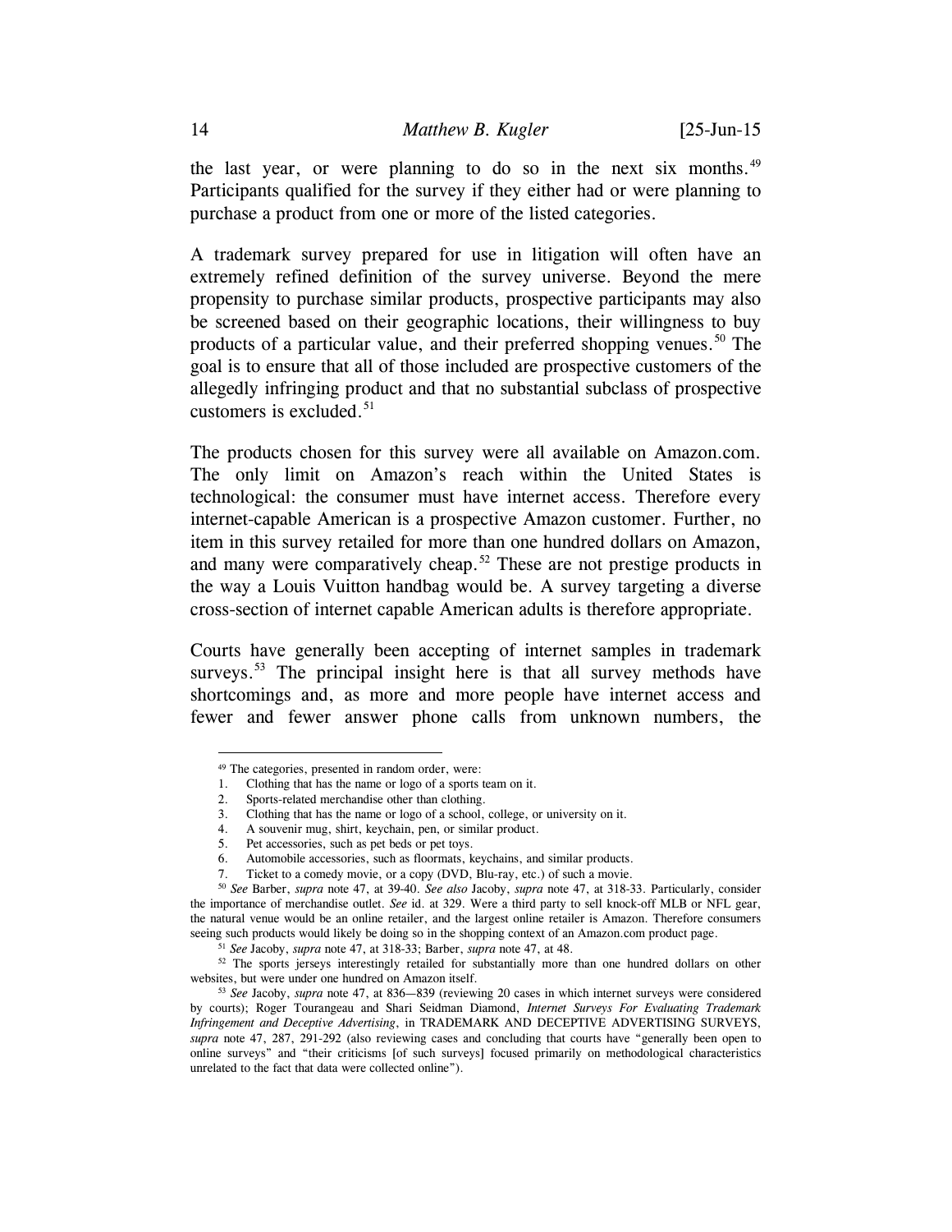the last year, or were planning to do so in the next six months.[49] Participants qualified for the survey if they either had or were planning to purchase a product from one or more of the listed categories.

A trademark survey prepared for use in litigation will often have an extremely refined definition of the survey universe. Beyond the mere propensity to purchase similar products, prospective participants may also be screened based on their geographic locations, their willingness to buy products of a particular value, and their preferred shopping venues.[50] The goal is to ensure that all of those included are prospective customers of the allegedly infringing product and that no substantial subclass of prospective customers is excluded.[51]

The products chosen for this survey were all available on Amazon.com. The only limit on Amazon's reach within the United States is technological: the consumer must have internet access. Therefore every internet-capable American is a prospective Amazon customer. Further, no item in this survey retailed for more than one hundred dollars on Amazon, and many were comparatively cheap.[52] These are not prestige products in the way a Louis Vuitton handbag would be. A survey targeting a diverse cross-section of internet capable American adults is therefore appropriate.

Courts have generally been accepting of internet samples in trademark surveys.[53] The principal insight here is that all survey methods have shortcomings and, as more and more people have internet access and fewer and fewer answer phone calls from unknown numbers, the

---

[49] The categories, presented in random order, were:

1. Clothing that has the name or logo of a sports team on it.
2. Sports-related merchandise other than clothing.
3. Clothing that has the name or logo of a school, college, or university on it.
4. A souvenir mug, shirt, keychain, pen, or similar product.
5. Pet accessories, such as pet beds or pet toys.
6. Automobile accessories, such as floormats, keychains, and similar products.
7. Ticket to a comedy movie, or a copy (DVD, Blu-ray, etc.) of such a movie.

[50] *See* Barber, *supra* note 47, at 39-40. *See also* Jacoby, *supra* note 47, at 318-33. Particularly, consider the importance of merchandise outlet. *See* id. at 329. Were a third party to sell knock-off MLB or NFL gear, the natural venue would be an online retailer, and the largest online retailer is Amazon. Therefore consumers seeing such products would likely be doing so in the shopping context of an Amazon.com product page.

[51] *See* Jacoby, *supra* note 47, at 318-33; Barber, *supra* note 47, at 48.

[52] The sports jerseys interestingly retailed for substantially more than one hundred dollars on other websites, but were under one hundred on Amazon itself.

[53] *See* Jacoby, *supra* note 47, at 836—839 (reviewing 20 cases in which internet surveys were considered by courts); Roger Tourangeau and Shari Seidman Diamond, *Internet Surveys For Evaluating Trademark Infringement and Deceptive Advertising*, in TRADEMARK AND DECEPTIVE ADVERTISING SURVEYS, *supra* note 47, 287, 291-292 (also reviewing cases and concluding that courts have "generally been open to online surveys" and "their criticisms [of such surveys] focused primarily on methodological characteristics unrelated to the fact that data were collected online").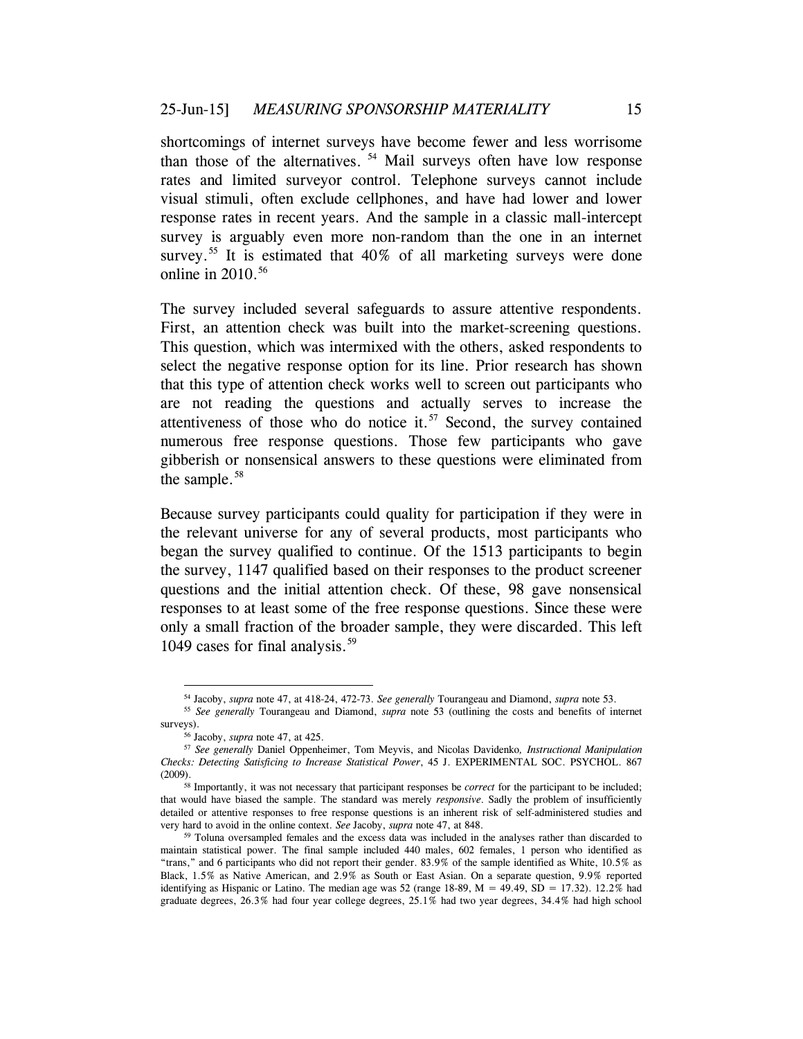shortcomings of internet surveys have become fewer and less worrisome than those of the alternatives. [54] Mail surveys often have low response rates and limited surveyor control. Telephone surveys cannot include visual stimuli, often exclude cellphones, and have had lower and lower response rates in recent years. And the sample in a classic mall-intercept survey is arguably even more non-random than the one in an internet survey.[55] It is estimated that 40% of all marketing surveys were done online in 2010.[56]

The survey included several safeguards to assure attentive respondents. First, an attention check was built into the market-screening questions. This question, which was intermixed with the others, asked respondents to select the negative response option for its line. Prior research has shown that this type of attention check works well to screen out participants who are not reading the questions and actually serves to increase the attentiveness of those who do notice it.[57] Second, the survey contained numerous free response questions. Those few participants who gave gibberish or nonsensical answers to these questions were eliminated from the sample.[58]

Because survey participants could quality for participation if they were in the relevant universe for any of several products, most participants who began the survey qualified to continue. Of the 1513 participants to begin the survey, 1147 qualified based on their responses to the product screener questions and the initial attention check. Of these, 98 gave nonsensical responses to at least some of the free response questions. Since these were only a small fraction of the broader sample, they were discarded. This left 1049 cases for final analysis.[59]

---

[54] Jacoby, *supra* note 47, at 418-24, 472-73. *See generally* Tourangeau and Diamond, *supra* note 53.

[55] *See generally* Tourangeau and Diamond, *supra* note 53 (outlining the costs and benefits of internet surveys).

[56] Jacoby, *supra* note 47, at 425.

[57] *See generally* Daniel Oppenheimer, Tom Meyvis, and Nicolas Davidenko, *Instructional Manipulation Checks: Detecting Satisficing to Increase Statistical Power*, 45 J. EXPERIMENTAL SOC. PSYCHOL. 867 (2009).

[58] Importantly, it was not necessary that participant responses be *correct* for the participant to be included; that would have biased the sample. The standard was merely *responsive*. Sadly the problem of insufficiently detailed or attentive responses to free response questions is an inherent risk of self-administered studies and very hard to avoid in the online context. *See* Jacoby, *supra* note 47, at 848.

[59] Toluna oversampled females and the excess data was included in the analyses rather than discarded to maintain statistical power. The final sample included 440 males, 602 females, 1 person who identified as "trans," and 6 participants who did not report their gender. 83.9% of the sample identified as White, 10.5% as Black, 1.5% as Native American, and 2.9% as South or East Asian. On a separate question, 9.9% reported identifying as Hispanic or Latino. The median age was 52 (range 18-89, $M = 49.49$, $SD = 17.32$). 12.2% had graduate degrees, 26.3% had four year college degrees, 25.1% had two year degrees, 34.4% had high school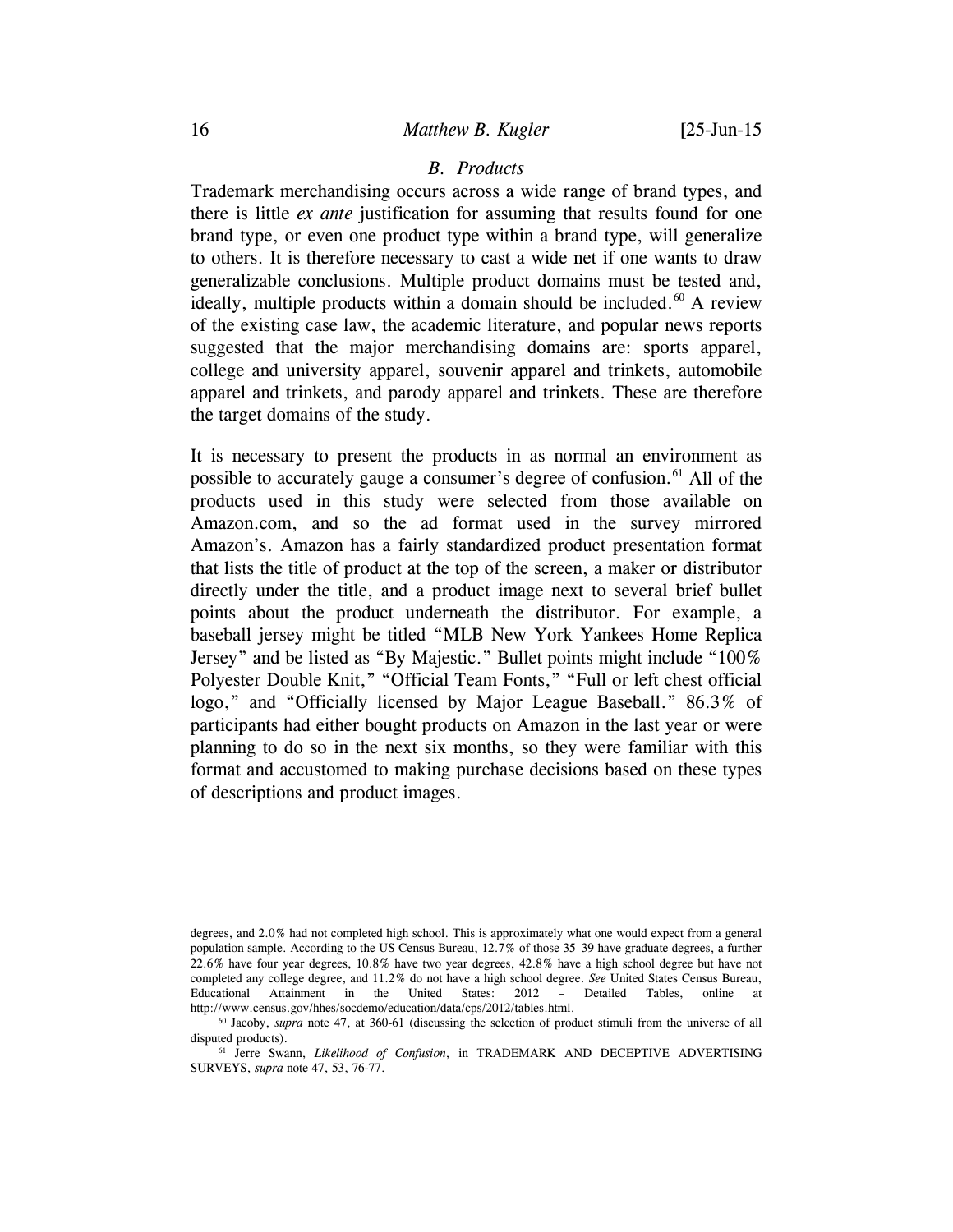### *B. Products*

Trademark merchandising occurs across a wide range of brand types, and there is little *ex ante* justification for assuming that results found for one brand type, or even one product type within a brand type, will generalize to others. It is therefore necessary to cast a wide net if one wants to draw generalizable conclusions. Multiple product domains must be tested and, ideally, multiple products within a domain should be included.[60] A review of the existing case law, the academic literature, and popular news reports suggested that the major merchandising domains are: sports apparel, college and university apparel, souvenir apparel and trinkets, automobile apparel and trinkets, and parody apparel and trinkets. These are therefore the target domains of the study.

It is necessary to present the products in as normal an environment as possible to accurately gauge a consumer's degree of confusion.[61] All of the products used in this study were selected from those available on Amazon.com, and so the ad format used in the survey mirrored Amazon's. Amazon has a fairly standardized product presentation format that lists the title of product at the top of the screen, a maker or distributor directly under the title, and a product image next to several brief bullet points about the product underneath the distributor. For example, a baseball jersey might be titled "MLB New York Yankees Home Replica Jersey" and be listed as "By Majestic." Bullet points might include "100% Polyester Double Knit," "Official Team Fonts," "Full or left chest official logo," and "Officially licensed by Major League Baseball." 86.3% of participants had either bought products on Amazon in the last year or were planning to do so in the next six months, so they were familiar with this format and accustomed to making purchase decisions based on these types of descriptions and product images.

---

degrees, and 2.0% had not completed high school. This is approximately what one would expect from a general population sample. According to the US Census Bureau, 12.7% of those 35–39 have graduate degrees, a further 22.6% have four year degrees, 10.8% have two year degrees, 42.8% have a high school degree but have not completed any college degree, and 11.2% do not have a high school degree. *See* United States Census Bureau, Educational Attainment in the United States: 2012 – Detailed Tables, online at http://www.census.gov/hhes/socdemo/education/data/cps/2012/tables.html.

[60] Jacoby, *supra* note 47, at 360-61 (discussing the selection of product stimuli from the universe of all disputed products).

[61] Jerre Swann, *Likelihood of Confusion*, in TRADEMARK AND DECEPTIVE ADVERTISING SURVEYS, *supra* note 47, 53, 76-77.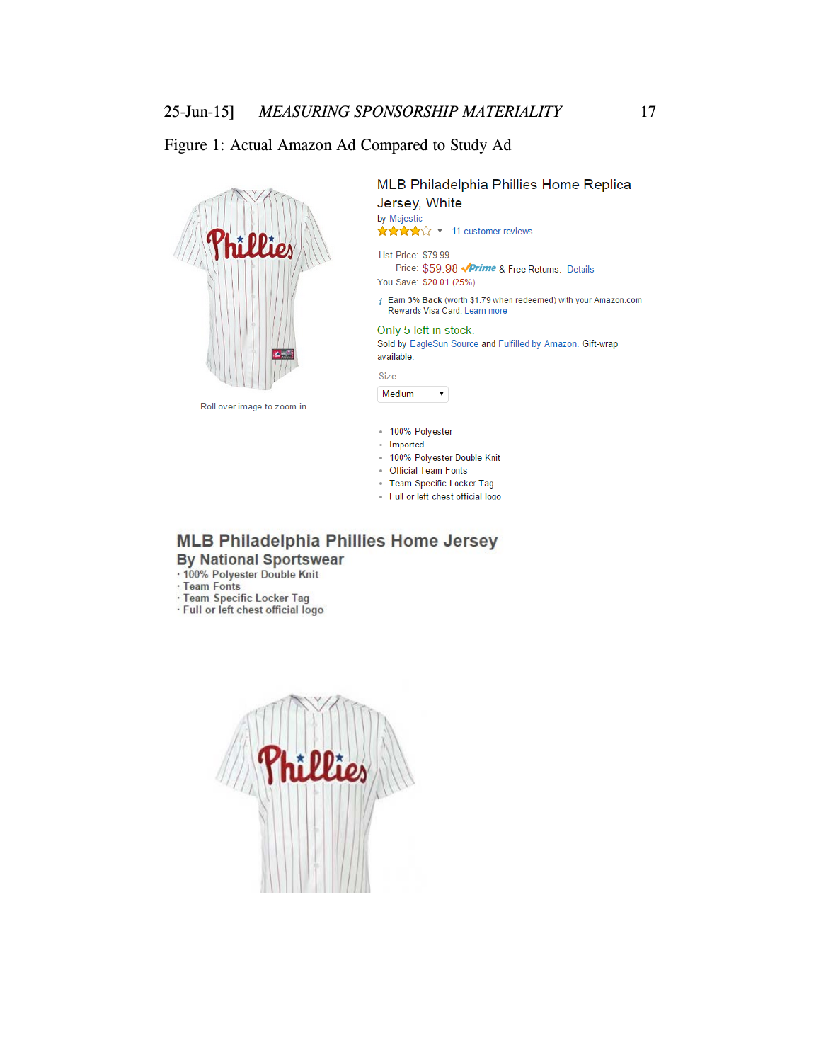Figure 1: Actual Amazon Ad Compared to Study Ad

MLB Philadelphia Phillies Home Replica Jersey, White

by Majestic

11 customer reviews

List Price: $79.99

Price: $59.98 Prime & Free Returns. Details

You Save: $20.01 (25%)

Earn 3% Back (worth $1.79 when redeemed) with your Amazon.com Rewards Visa Card. Learn more

Only 5 left in stock.

Sold by EagleSun Source and Fulfilled by Amazon. Gift-wrap available.

Size:

Medium

Roll over image to zoom in

- 100% Polyester
- Imported
- 100% Polyester Double Knit
- Official Team Fonts
- Team Specific Locker Tag
- Full or left chest official logo

**MLB Philadelphia Phillies Home Jersey**

**By National Sportswear**

- 100% Polyester Double Knit
- Team Fonts
- Team Specific Locker Tag
- Full or left chest official logo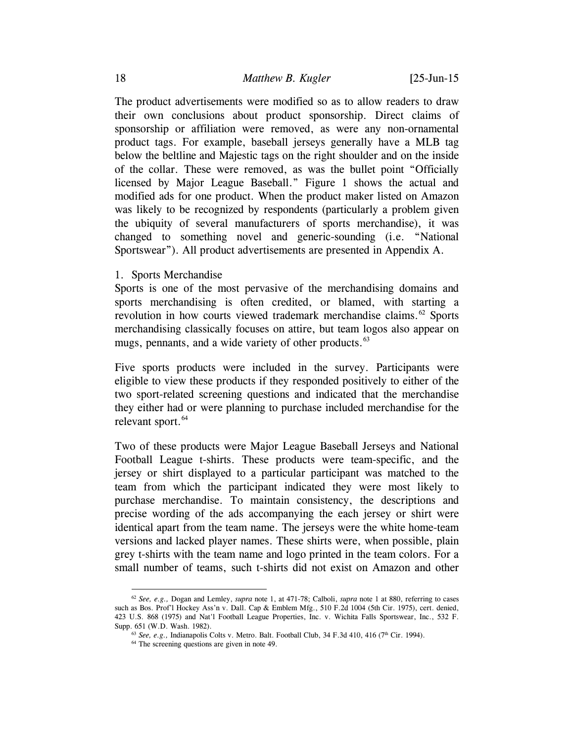The product advertisements were modified so as to allow readers to draw their own conclusions about product sponsorship. Direct claims of sponsorship or affiliation were removed, as were any non-ornamental product tags. For example, baseball jerseys generally have a MLB tag below the beltline and Majestic tags on the right shoulder and on the inside of the collar. These were removed, as was the bullet point "Officially licensed by Major League Baseball." Figure 1 shows the actual and modified ads for one product. When the product maker listed on Amazon was likely to be recognized by respondents (particularly a problem given the ubiquity of several manufacturers of sports merchandise), it was changed to something novel and generic-sounding (i.e. "National Sportswear"). All product advertisements are presented in Appendix A.

1. Sports Merchandise

Sports is one of the most pervasive of the merchandising domains and sports merchandising is often credited, or blamed, with starting a revolution in how courts viewed trademark merchandise claims.[62] Sports merchandising classically focuses on attire, but team logos also appear on mugs, pennants, and a wide variety of other products.[63]

Five sports products were included in the survey. Participants were eligible to view these products if they responded positively to either of the two sport-related screening questions and indicated that the merchandise they either had or were planning to purchase included merchandise for the relevant sport.[64]

Two of these products were Major League Baseball Jerseys and National Football League t-shirts. These products were team-specific, and the jersey or shirt displayed to a particular participant was matched to the team from which the participant indicated they were most likely to purchase merchandise. To maintain consistency, the descriptions and precise wording of the ads accompanying the each jersey or shirt were identical apart from the team name. The jerseys were the white home-team versions and lacked player names. These shirts were, when possible, plain grey t-shirts with the team name and logo printed in the team colors. For a small number of teams, such t-shirts did not exist on Amazon and other

---

[62] *See, e.g.,* Dogan and Lemley, *supra* note 1, at 471-78; Calboli, *supra* note 1 at 880, referring to cases such as Bos. Prof'l Hockey Ass'n v. Dall. Cap & Emblem Mfg., 510 F.2d 1004 (5th Cir. 1975), cert. denied, 423 U.S. 868 (1975) and Nat'l Football League Properties, Inc. v. Wichita Falls Sportswear, Inc., 532 F. Supp. 651 (W.D. Wash. 1982).

[63] *See, e.g.,* Indianapolis Colts v. Metro. Balt. Football Club, 34 F.3d 410, 416 (7th Cir. 1994).

[64] The screening questions are given in note 49.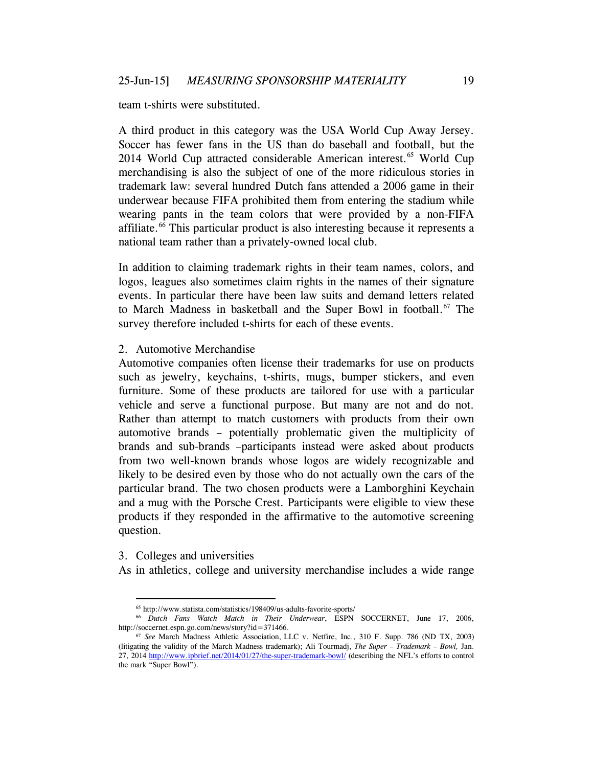team t-shirts were substituted.

A third product in this category was the USA World Cup Away Jersey. Soccer has fewer fans in the US than do baseball and football, but the 2014 World Cup attracted considerable American interest.[65] World Cup merchandising is also the subject of one of the more ridiculous stories in trademark law: several hundred Dutch fans attended a 2006 game in their underwear because FIFA prohibited them from entering the stadium while wearing pants in the team colors that were provided by a non-FIFA affiliate.[66] This particular product is also interesting because it represents a national team rather than a privately-owned local club.

In addition to claiming trademark rights in their team names, colors, and logos, leagues also sometimes claim rights in the names of their signature events. In particular there have been law suits and demand letters related to March Madness in basketball and the Super Bowl in football.[67] The survey therefore included t-shirts for each of these events.

2. Automotive Merchandise

Automotive companies often license their trademarks for use on products such as jewelry, keychains, t-shirts, mugs, bumper stickers, and even furniture. Some of these products are tailored for use with a particular vehicle and serve a functional purpose. But many are not and do not. Rather than attempt to match customers with products from their own automotive brands – potentially problematic given the multiplicity of brands and sub-brands –participants instead were asked about products from two well-known brands whose logos are widely recognizable and likely to be desired even by those who do not actually own the cars of the particular brand. The two chosen products were a Lamborghini Keychain and a mug with the Porsche Crest. Participants were eligible to view these products if they responded in the affirmative to the automotive screening question.

3. Colleges and universities

As in athletics, college and university merchandise includes a wide range

---

[65] http://www.statista.com/statistics/198409/us-adults-favorite-sports/

[66] *Dutch Fans Watch Match in Their Underwear*, ESPN SOCCERNET, June 17, 2006, http://soccernet.espn.go.com/news/story?id=371466.

[67] *See* March Madness Athletic Association, LLC v. Netfire, Inc., 310 F. Supp. 786 (ND TX, 2003) (litigating the validity of the March Madness trademark); Ali Tourmadj, *The Super – Trademark – Bowl,* Jan. 27, 2014 http://www.ipbrief.net/2014/01/27/the-super-trademark-bowl/ (describing the NFL's efforts to control the mark "Super Bowl").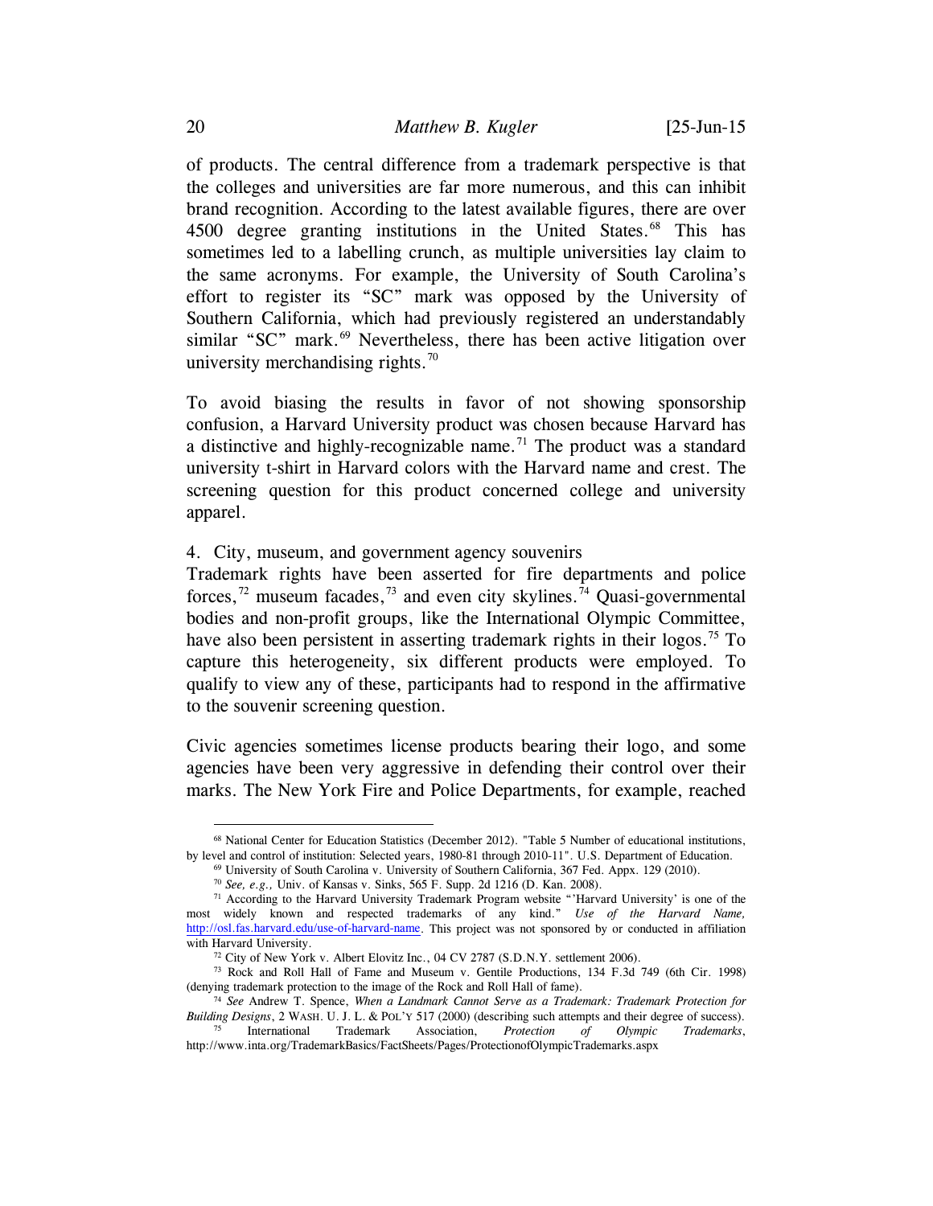of products. The central difference from a trademark perspective is that the colleges and universities are far more numerous, and this can inhibit brand recognition. According to the latest available figures, there are over 4500 degree granting institutions in the United States.[68] This has sometimes led to a labelling crunch, as multiple universities lay claim to the same acronyms. For example, the University of South Carolina's effort to register its "SC" mark was opposed by the University of Southern California, which had previously registered an understandably similar "SC" mark.[69] Nevertheless, there has been active litigation over university merchandising rights.[70]

To avoid biasing the results in favor of not showing sponsorship confusion, a Harvard University product was chosen because Harvard has a distinctive and highly-recognizable name.[71] The product was a standard university t-shirt in Harvard colors with the Harvard name and crest. The screening question for this product concerned college and university apparel.

4. City, museum, and government agency souvenirs

Trademark rights have been asserted for fire departments and police forces,[72] museum facades,[73] and even city skylines.[74] Quasi-governmental bodies and non-profit groups, like the International Olympic Committee, have also been persistent in asserting trademark rights in their logos.[75] To capture this heterogeneity, six different products were employed. To qualify to view any of these, participants had to respond in the affirmative to the souvenir screening question.

Civic agencies sometimes license products bearing their logo, and some agencies have been very aggressive in defending their control over their marks. The New York Fire and Police Departments, for example, reached

---

[68] National Center for Education Statistics (December 2012). "Table 5 Number of educational institutions, by level and control of institution: Selected years, 1980-81 through 2010-11". U.S. Department of Education.

[69] University of South Carolina v. University of Southern California, 367 Fed. Appx. 129 (2010).

[70] *See, e.g.,* Univ. of Kansas v. Sinks, 565 F. Supp. 2d 1216 (D. Kan. 2008).

[71] According to the Harvard University Trademark Program website "'Harvard University' is one of the most widely known and respected trademarks of any kind." *Use of the Harvard Name,* http://osl.fas.harvard.edu/use-of-harvard-name. This project was not sponsored by or conducted in affiliation with Harvard University.

[72] City of New York v. Albert Elovitz Inc., 04 CV 2787 (S.D.N.Y. settlement 2006).

[73] Rock and Roll Hall of Fame and Museum v. Gentile Productions, 134 F.3d 749 (6th Cir. 1998) (denying trademark protection to the image of the Rock and Roll Hall of fame).

[74] *See* Andrew T. Spence, *When a Landmark Cannot Serve as a Trademark: Trademark Protection for Building Designs*, 2 WASH. U. J. L. & POL'Y 517 (2000) (describing such attempts and their degree of success).

[75] International Trademark Association, *Protection of Olympic Trademarks*, http://www.inta.org/TrademarkBasics/FactSheets/Pages/ProtectionofOlympicTrademarks.aspx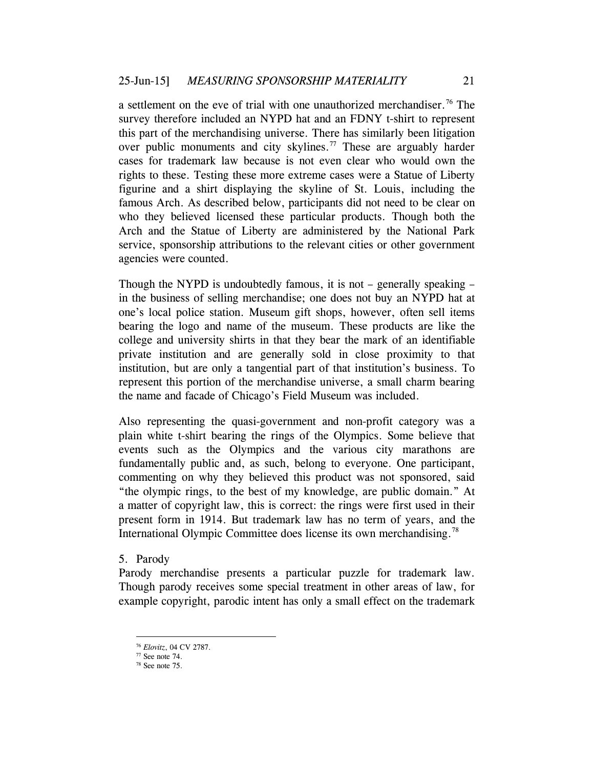a settlement on the eve of trial with one unauthorized merchandiser.[76] The survey therefore included an NYPD hat and an FDNY t-shirt to represent this part of the merchandising universe. There has similarly been litigation over public monuments and city skylines.[77] These are arguably harder cases for trademark law because is not even clear who would own the rights to these. Testing these more extreme cases were a Statue of Liberty figurine and a shirt displaying the skyline of St. Louis, including the famous Arch. As described below, participants did not need to be clear on who they believed licensed these particular products. Though both the Arch and the Statue of Liberty are administered by the National Park service, sponsorship attributions to the relevant cities or other government agencies were counted.

Though the NYPD is undoubtedly famous, it is not – generally speaking – in the business of selling merchandise; one does not buy an NYPD hat at one's local police station. Museum gift shops, however, often sell items bearing the logo and name of the museum. These products are like the college and university shirts in that they bear the mark of an identifiable private institution and are generally sold in close proximity to that institution, but are only a tangential part of that institution's business. To represent this portion of the merchandise universe, a small charm bearing the name and facade of Chicago's Field Museum was included.

Also representing the quasi-government and non-profit category was a plain white t-shirt bearing the rings of the Olympics. Some believe that events such as the Olympics and the various city marathons are fundamentally public and, as such, belong to everyone. One participant, commenting on why they believed this product was not sponsored, said "the olympic rings, to the best of my knowledge, are public domain." At a matter of copyright law, this is correct: the rings were first used in their present form in 1914. But trademark law has no term of years, and the International Olympic Committee does license its own merchandising.[78]

5. Parody

Parody merchandise presents a particular puzzle for trademark law. Though parody receives some special treatment in other areas of law, for example copyright, parodic intent has only a small effect on the trademark

[76] *Elovitz*, 04 CV 2787.

[77] See note 74.

[78] See note 75.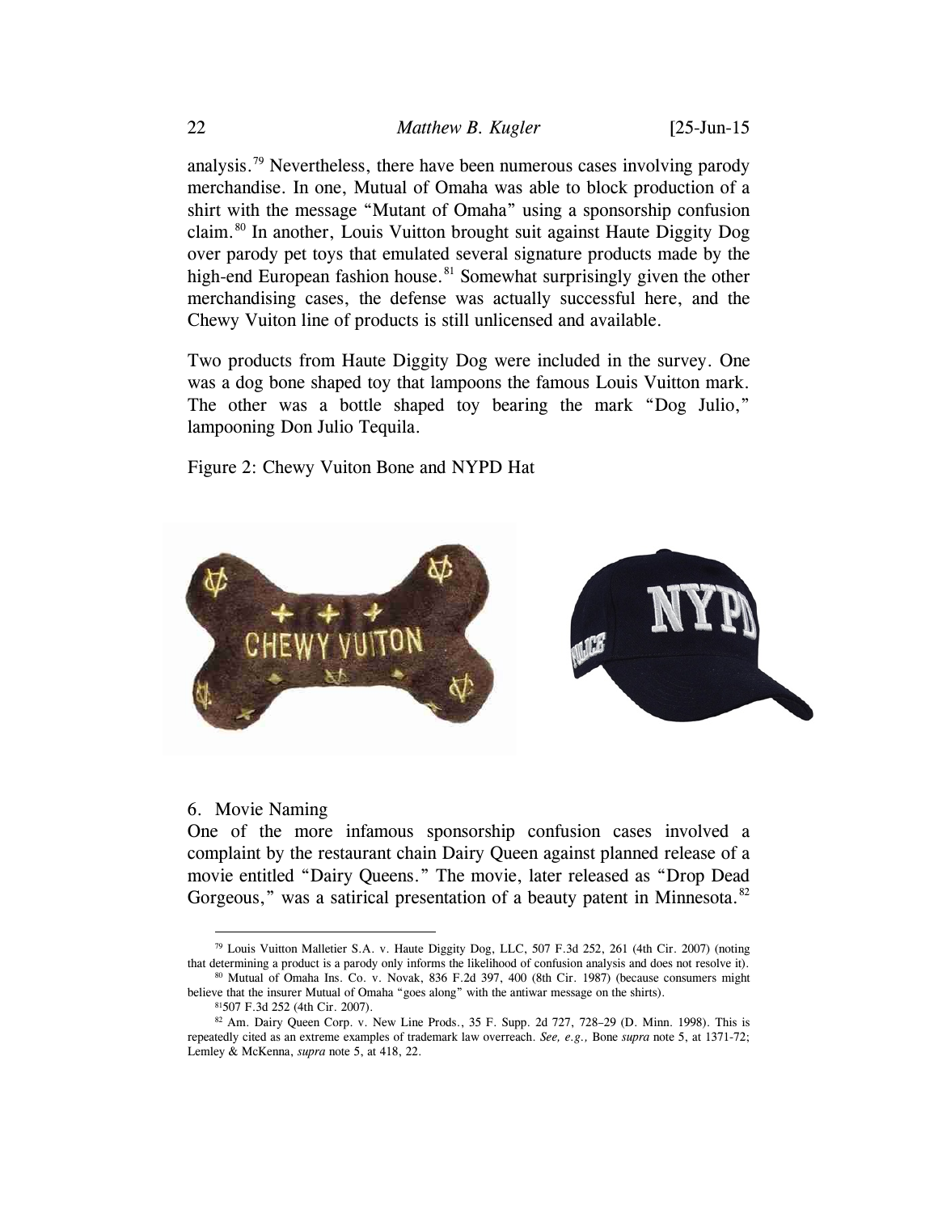analysis.[79] Nevertheless, there have been numerous cases involving parody merchandise. In one, Mutual of Omaha was able to block production of a shirt with the message "Mutant of Omaha" using a sponsorship confusion claim.[80] In another, Louis Vuitton brought suit against Haute Diggity Dog over parody pet toys that emulated several signature products made by the high-end European fashion house.[81] Somewhat surprisingly given the other merchandising cases, the defense was actually successful here, and the Chewy Vuiton line of products is still unlicensed and available.

Two products from Haute Diggity Dog were included in the survey. One was a dog bone shaped toy that lampoons the famous Louis Vuitton mark. The other was a bottle shaped toy bearing the mark "Dog Julio," lampooning Don Julio Tequila.

Figure 2: Chewy Vuiton Bone and NYPD Hat

### 6. Movie Naming

One of the more infamous sponsorship confusion cases involved a complaint by the restaurant chain Dairy Queen against planned release of a movie entitled "Dairy Queens." The movie, later released as "Drop Dead Gorgeous," was a satirical presentation of a beauty patent in Minnesota.[82]

---

[79] Louis Vuitton Malletier S.A. v. Haute Diggity Dog, LLC, 507 F.3d 252, 261 (4th Cir. 2007) (noting that determining a product is a parody only informs the likelihood of confusion analysis and does not resolve it).

[80] Mutual of Omaha Ins. Co. v. Novak, 836 F.2d 397, 400 (8th Cir. 1987) (because consumers might believe that the insurer Mutual of Omaha "goes along" with the antiwar message on the shirts).

[81] 507 F.3d 252 (4th Cir. 2007).

[82] Am. Dairy Queen Corp. v. New Line Prods., 35 F. Supp. 2d 727, 728–29 (D. Minn. 1998). This is repeatedly cited as an extreme examples of trademark law overreach. *See, e.g.,* Bone *supra* note 5, at 1371-72; Lemley & McKenna, *supra* note 5, at 418, 22.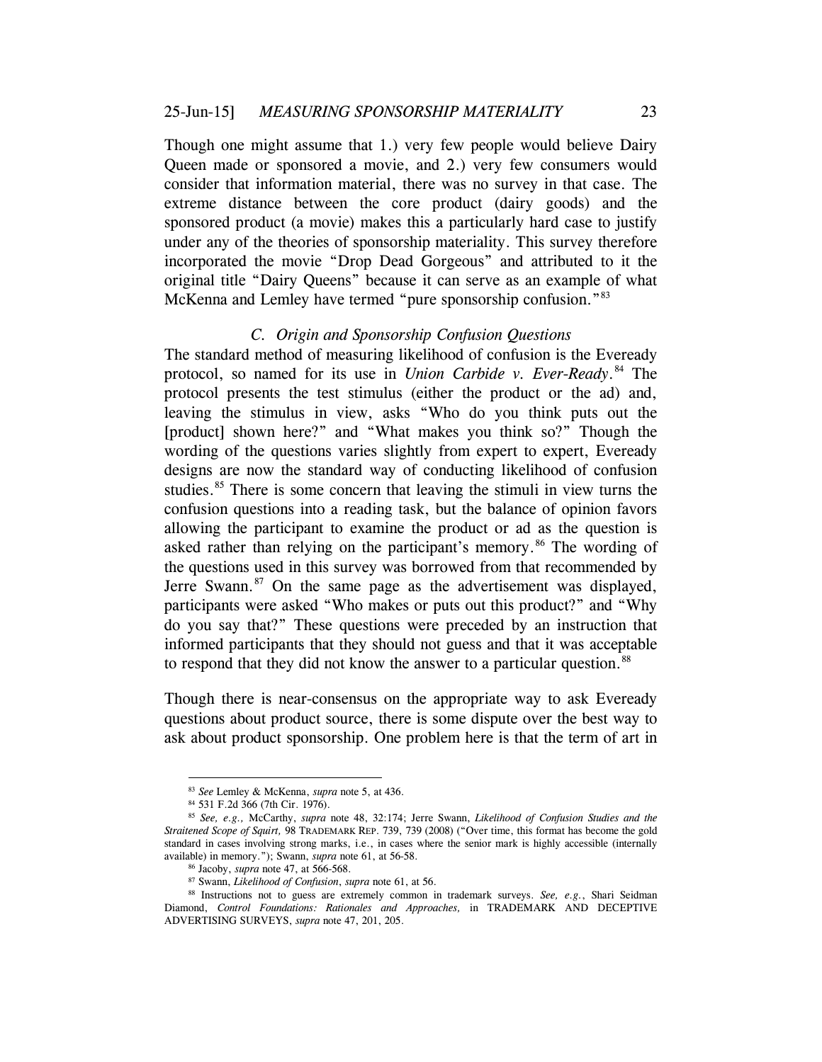Though one might assume that 1.) very few people would believe Dairy Queen made or sponsored a movie, and 2.) very few consumers would consider that information material, there was no survey in that case. The extreme distance between the core product (dairy goods) and the sponsored product (a movie) makes this a particularly hard case to justify under any of the theories of sponsorship materiality. This survey therefore incorporated the movie "Drop Dead Gorgeous" and attributed to it the original title "Dairy Queens" because it can serve as an example of what McKenna and Lemley have termed "pure sponsorship confusion."[83]

### *C. Origin and Sponsorship Confusion Questions*

The standard method of measuring likelihood of confusion is the Eveready protocol, so named for its use in *Union Carbide v. Ever-Ready*.[84] The protocol presents the test stimulus (either the product or the ad) and, leaving the stimulus in view, asks "Who do you think puts out the [product] shown here?" and "What makes you think so?" Though the wording of the questions varies slightly from expert to expert, Eveready designs are now the standard way of conducting likelihood of confusion studies.[85] There is some concern that leaving the stimuli in view turns the confusion questions into a reading task, but the balance of opinion favors allowing the participant to examine the product or ad as the question is asked rather than relying on the participant's memory.[86] The wording of the questions used in this survey was borrowed from that recommended by Jerre Swann.[87] On the same page as the advertisement was displayed, participants were asked "Who makes or puts out this product?" and "Why do you say that?" These questions were preceded by an instruction that informed participants that they should not guess and that it was acceptable to respond that they did not know the answer to a particular question.[88]

Though there is near-consensus on the appropriate way to ask Eveready questions about product source, there is some dispute over the best way to ask about product sponsorship. One problem here is that the term of art in

---

[83] *See* Lemley & McKenna, *supra* note 5, at 436.

[84] 531 F.2d 366 (7th Cir. 1976).

[85] *See, e.g.,* McCarthy, *supra* note 48, 32:174; Jerre Swann, *Likelihood of Confusion Studies and the Straitened Scope of Squirt,* 98 TRADEMARK REP. 739, 739 (2008) ("Over time, this format has become the gold standard in cases involving strong marks, i.e., in cases where the senior mark is highly accessible (internally available) in memory."); Swann, *supra* note 61, at 56-58.

[86] Jacoby, *supra* note 47, at 566-568.

[87] Swann, *Likelihood of Confusion*, *supra* note 61, at 56.

[88] Instructions not to guess are extremely common in trademark surveys. *See, e.g.*, Shari Seidman Diamond, *Control Foundations: Rationales and Approaches,* in TRADEMARK AND DECEPTIVE ADVERTISING SURVEYS, *supra* note 47, 201, 205.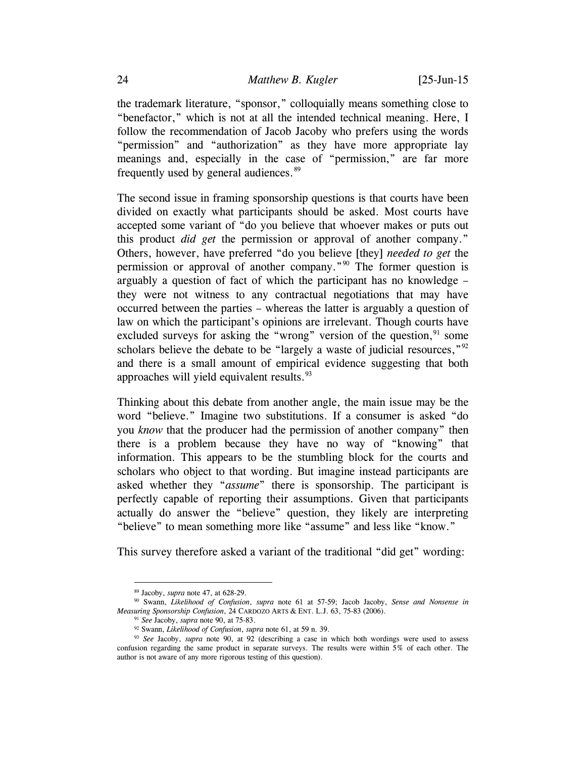the trademark literature, "sponsor," colloquially means something close to "benefactor," which is not at all the intended technical meaning. Here, I follow the recommendation of Jacob Jacoby who prefers using the words "permission" and "authorization" as they have more appropriate lay meanings and, especially in the case of "permission," are far more frequently used by general audiences.[89]

The second issue in framing sponsorship questions is that courts have been divided on exactly what participants should be asked. Most courts have accepted some variant of "do you believe that whoever makes or puts out this product *did get* the permission or approval of another company." Others, however, have preferred "do you believe [they] *needed to get* the permission or approval of another company."[90] The former question is arguably a question of fact of which the participant has no knowledge – they were not witness to any contractual negotiations that may have occurred between the parties – whereas the latter is arguably a question of law on which the participant's opinions are irrelevant. Though courts have excluded surveys for asking the "wrong" version of the question,[91] some scholars believe the debate to be "largely a waste of judicial resources,"[92] and there is a small amount of empirical evidence suggesting that both approaches will yield equivalent results.[93]

Thinking about this debate from another angle, the main issue may be the word "believe." Imagine two substitutions. If a consumer is asked "do you *know* that the producer had the permission of another company" then there is a problem because they have no way of "knowing" that information. This appears to be the stumbling block for the courts and scholars who object to that wording. But imagine instead participants are asked whether they "*assume*" there is sponsorship. The participant is perfectly capable of reporting their assumptions. Given that participants actually do answer the "believe" question, they likely are interpreting "believe" to mean something more like "assume" and less like "know."

This survey therefore asked a variant of the traditional "did get" wording:

---

[89] Jacoby, *supra* note 47, at 628-29.

[90] Swann, *Likelihood of Confusion*, *supra* note 61 at 57-59; Jacob Jacoby, *Sense and Nonsense in Measuring Sponsorship Confusion*, 24 CARDOZO ARTS & ENT. L.J. 63, 75-83 (2006).

[91] *See* Jacoby, *supra* note 90, at 75-83.

[92] Swann, *Likelihood of Confusion*, *supra* note 61, at 59 n. 39.

[93] *See* Jacoby, *supra* note 90, at 92 (describing a case in which both wordings were used to assess confusion regarding the same product in separate surveys. The results were within 5% of each other. The author is not aware of any more rigorous testing of this question).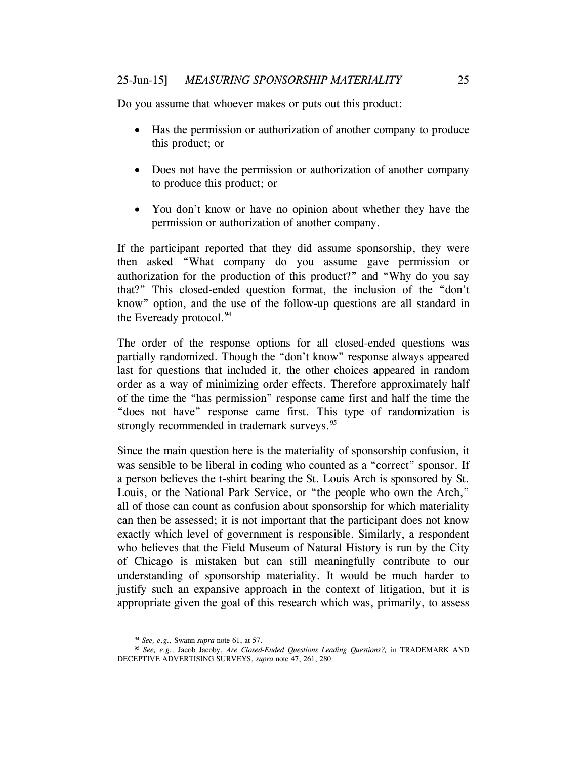Do you assume that whoever makes or puts out this product:

- Has the permission or authorization of another company to produce this product; or
- Does not have the permission or authorization of another company to produce this product; or
- You don't know or have no opinion about whether they have the permission or authorization of another company.

If the participant reported that they did assume sponsorship, they were then asked "What company do you assume gave permission or authorization for the production of this product?" and "Why do you say that?" This closed-ended question format, the inclusion of the "don't know" option, and the use of the follow-up questions are all standard in the Eveready protocol.[94]

The order of the response options for all closed-ended questions was partially randomized. Though the "don't know" response always appeared last for questions that included it, the other choices appeared in random order as a way of minimizing order effects. Therefore approximately half of the time the "has permission" response came first and half the time the "does not have" response came first. This type of randomization is strongly recommended in trademark surveys.[95]

Since the main question here is the materiality of sponsorship confusion, it was sensible to be liberal in coding who counted as a "correct" sponsor. If a person believes the t-shirt bearing the St. Louis Arch is sponsored by St. Louis, or the National Park Service, or "the people who own the Arch," all of those can count as confusion about sponsorship for which materiality can then be assessed; it is not important that the participant does not know exactly which level of government is responsible. Similarly, a respondent who believes that the Field Museum of Natural History is run by the City of Chicago is mistaken but can still meaningfully contribute to our understanding of sponsorship materiality. It would be much harder to justify such an expansive approach in the context of litigation, but it is appropriate given the goal of this research which was, primarily, to assess

---

[94] *See, e.g.,* Swann *supra* note 61, at 57.

[95] *See, e.g.,* Jacob Jacoby, *Are Closed-Ended Questions Leading Questions?,* in TRADEMARK AND DECEPTIVE ADVERTISING SURVEYS, *supra* note 47, 261, 280.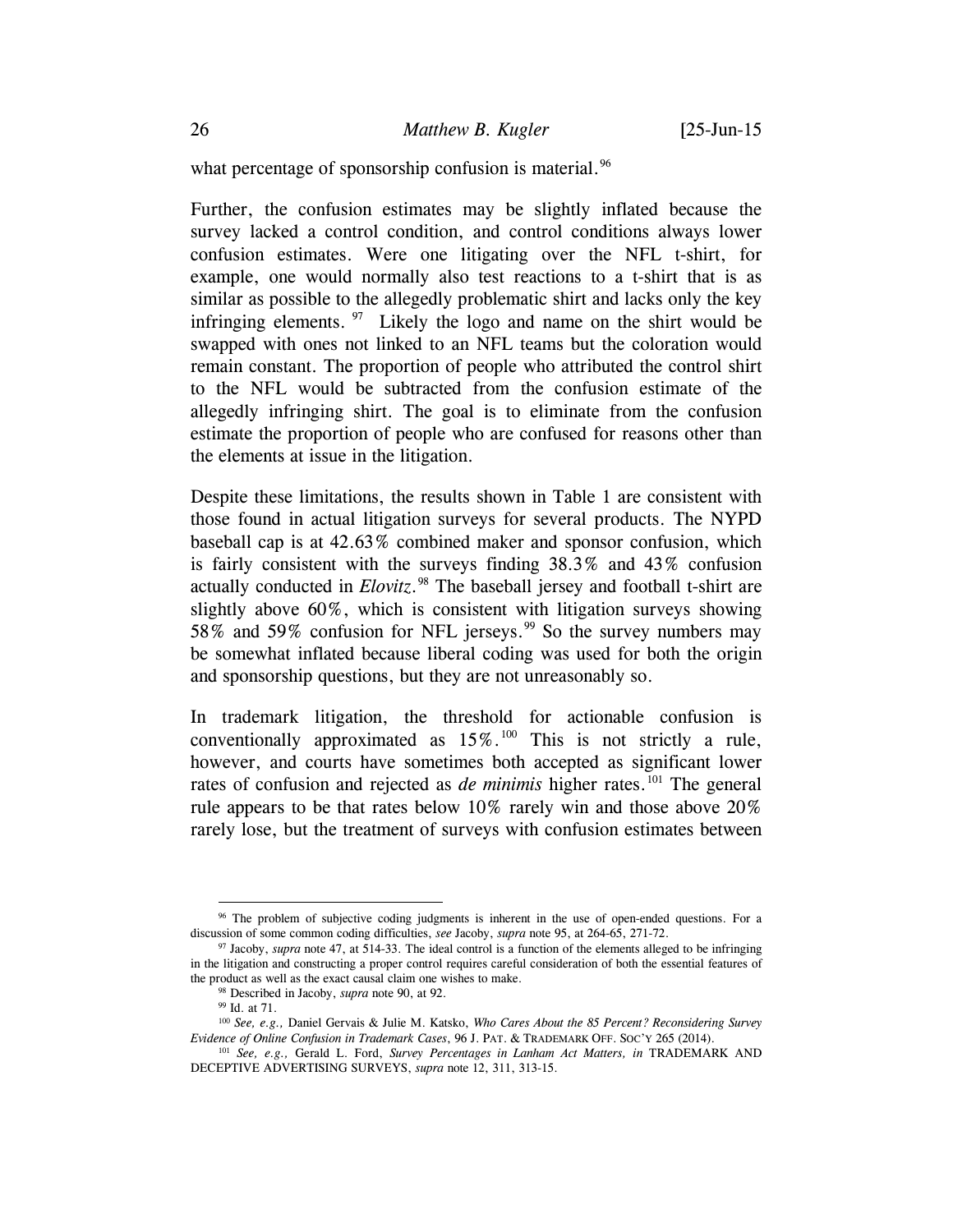what percentage of sponsorship confusion is material.[96]

Further, the confusion estimates may be slightly inflated because the survey lacked a control condition, and control conditions always lower confusion estimates. Were one litigating over the NFL t-shirt, for example, one would normally also test reactions to a t-shirt that is as similar as possible to the allegedly problematic shirt and lacks only the key infringing elements.[97] Likely the logo and name on the shirt would be swapped with ones not linked to an NFL teams but the coloration would remain constant. The proportion of people who attributed the control shirt to the NFL would be subtracted from the confusion estimate of the allegedly infringing shirt. The goal is to eliminate from the confusion estimate the proportion of people who are confused for reasons other than the elements at issue in the litigation.

Despite these limitations, the results shown in Table 1 are consistent with those found in actual litigation surveys for several products. The NYPD baseball cap is at 42.63% combined maker and sponsor confusion, which is fairly consistent with the surveys finding 38.3% and 43% confusion actually conducted in *Elovitz*.[98] The baseball jersey and football t-shirt are slightly above 60%, which is consistent with litigation surveys showing 58% and 59% confusion for NFL jerseys.[99] So the survey numbers may be somewhat inflated because liberal coding was used for both the origin and sponsorship questions, but they are not unreasonably so.

In trademark litigation, the threshold for actionable confusion is conventionally approximated as 15%.[100] This is not strictly a rule, however, and courts have sometimes both accepted as significant lower rates of confusion and rejected as *de minimis* higher rates.[101] The general rule appears to be that rates below 10% rarely win and those above 20% rarely lose, but the treatment of surveys with confusion estimates between

---

[96] The problem of subjective coding judgments is inherent in the use of open-ended questions. For a discussion of some common coding difficulties, *see* Jacoby, *supra* note 95, at 264-65, 271-72.

[97] Jacoby, *supra* note 47, at 514-33. The ideal control is a function of the elements alleged to be infringing in the litigation and constructing a proper control requires careful consideration of both the essential features of the product as well as the exact causal claim one wishes to make.

[98] Described in Jacoby, *supra* note 90, at 92.

[99] Id. at 71.

[100] *See, e.g.,* Daniel Gervais & Julie M. Katsko, *Who Cares About the 85 Percent? Reconsidering Survey Evidence of Online Confusion in Trademark Cases*, 96 J. PAT. & TRADEMARK OFF. SOC'Y 265 (2014).

[101] *See, e.g.,* Gerald L. Ford, *Survey Percentages in Lanham Act Matters, in* TRADEMARK AND DECEPTIVE ADVERTISING SURVEYS, *supra* note 12, 311, 313-15.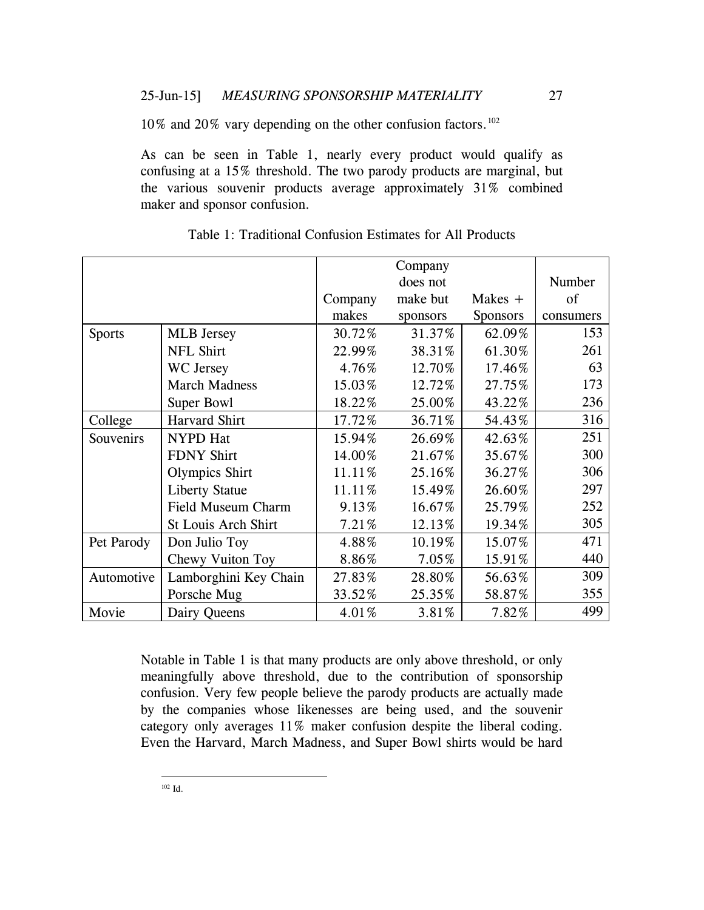10% and 20% vary depending on the other confusion factors.[102]

As can be seen in Table 1, nearly every product would qualify as confusing at a 15% threshold. The two parody products are marginal, but the various souvenir products average approximately 31% combined maker and sponsor confusion.

Table 1: Traditional Confusion Estimates for All Products

| | | Company makes | Company does not make but sponsors | Makes + Sponsors | Number of consumers |
|---|---|---|---|---|---|
| Sports | MLB Jersey | 30.72% | 31.37% | 62.09% | 153 |
| | NFL Shirt | 22.99% | 38.31% | 61.30% | 261 |
| | WC Jersey | 4.76% | 12.70% | 17.46% | 63 |
| | March Madness | 15.03% | 12.72% | 27.75% | 173 |
| | Super Bowl | 18.22% | 25.00% | 43.22% | 236 |
| College | Harvard Shirt | 17.72% | 36.71% | 54.43% | 316 |
| Souvenirs | NYPD Hat | 15.94% | 26.69% | 42.63% | 251 |
| | FDNY Shirt | 14.00% | 21.67% | 35.67% | 300 |
| | Olympics Shirt | 11.11% | 25.16% | 36.27% | 306 |
| | Liberty Statue | 11.11% | 15.49% | 26.60% | 297 |
| | Field Museum Charm | 9.13% | 16.67% | 25.79% | 252 |
| | St Louis Arch Shirt | 7.21% | 12.13% | 19.34% | 305 |
| Pet Parody | Don Julio Toy | 4.88% | 10.19% | 15.07% | 471 |
| | Chewy Vuiton Toy | 8.86% | 7.05% | 15.91% | 440 |
| Automotive | Lamborghini Key Chain | 27.83% | 28.80% | 56.63% | 309 |
| | Porsche Mug | 33.52% | 25.35% | 58.87% | 355 |
| Movie | Dairy Queens | 4.01% | 3.81% | 7.82% | 499 |

Notable in Table 1 is that many products are only above threshold, or only meaningfully above threshold, due to the contribution of sponsorship confusion. Very few people believe the parody products are actually made by the companies whose likenesses are being used, and the souvenir category only averages 11% maker confusion despite the liberal coding. Even the Harvard, March Madness, and Super Bowl shirts would be hard

[102] Id.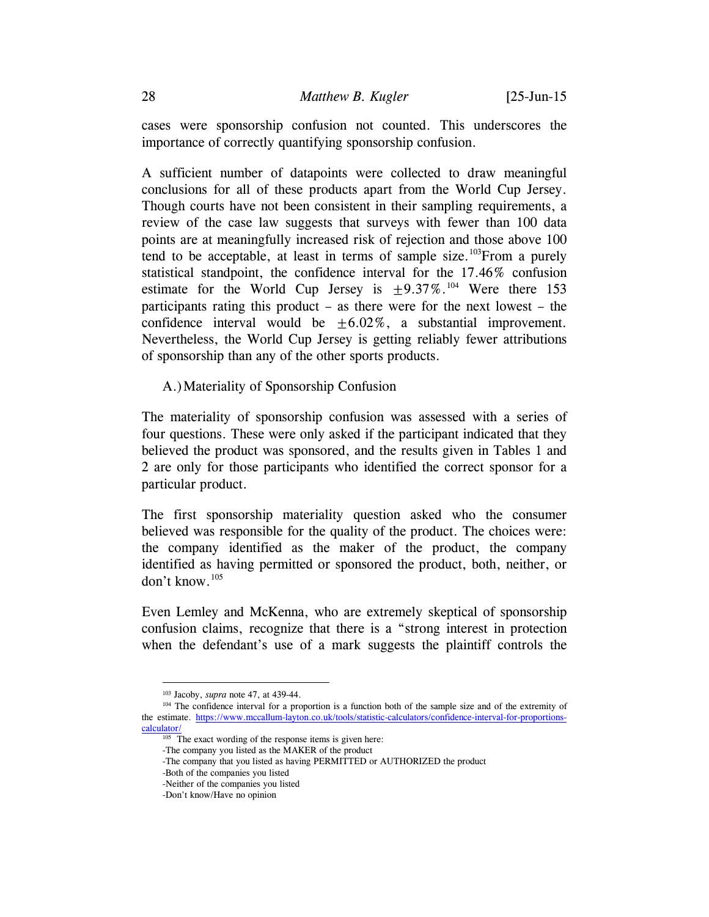cases were sponsorship confusion not counted. This underscores the importance of correctly quantifying sponsorship confusion.

A sufficient number of datapoints were collected to draw meaningful conclusions for all of these products apart from the World Cup Jersey. Though courts have not been consistent in their sampling requirements, a review of the case law suggests that surveys with fewer than 100 data points are at meaningfully increased risk of rejection and those above 100 tend to be acceptable, at least in terms of sample size.[103] From a purely statistical standpoint, the confidence interval for the 17.46% confusion estimate for the World Cup Jersey is ±9.37%.[104] Were there 153 participants rating this product – as there were for the next lowest – the confidence interval would be ±6.02%, a substantial improvement. Nevertheless, the World Cup Jersey is getting reliably fewer attributions of sponsorship than any of the other sports products.

### A.) Materiality of Sponsorship Confusion

The materiality of sponsorship confusion was assessed with a series of four questions. These were only asked if the participant indicated that they believed the product was sponsored, and the results given in Tables 1 and 2 are only for those participants who identified the correct sponsor for a particular product.

The first sponsorship materiality question asked who the consumer believed was responsible for the quality of the product. The choices were: the company identified as the maker of the product, the company identified as having permitted or sponsored the product, both, neither, or don't know.[105]

Even Lemley and McKenna, who are extremely skeptical of sponsorship confusion claims, recognize that there is a "strong interest in protection when the defendant's use of a mark suggests the plaintiff controls the

---

[103] Jacoby, *supra* note 47, at 439-44.

[104] The confidence interval for a proportion is a function both of the sample size and of the extremity of the estimate. https://www.mccallum-layton.co.uk/tools/statistic-calculators/confidence-interval-for-proportions-calculator/

[105] The exact wording of the response items is given here:
-The company you listed as the MAKER of the product
-The company that you listed as having PERMITTED or AUTHORIZED the product
-Both of the companies you listed
-Neither of the companies you listed
-Don't know/Have no opinion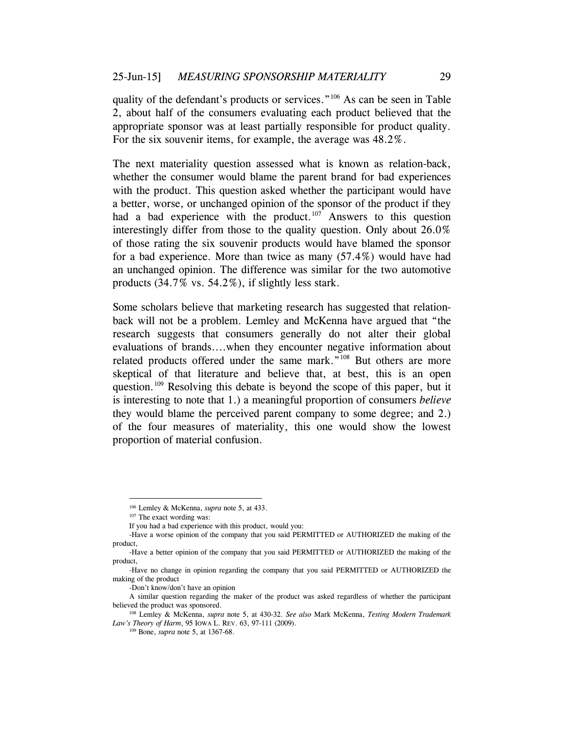quality of the defendant's products or services."[106] As can be seen in Table 2, about half of the consumers evaluating each product believed that the appropriate sponsor was at least partially responsible for product quality. For the six souvenir items, for example, the average was 48.2%.

The next materiality question assessed what is known as relation-back, whether the consumer would blame the parent brand for bad experiences with the product. This question asked whether the participant would have a better, worse, or unchanged opinion of the sponsor of the product if they had a bad experience with the product.[107] Answers to this question interestingly differ from those to the quality question. Only about 26.0% of those rating the six souvenir products would have blamed the sponsor for a bad experience. More than twice as many (57.4%) would have had an unchanged opinion. The difference was similar for the two automotive products (34.7% vs. 54.2%), if slightly less stark.

Some scholars believe that marketing research has suggested that relation-back will not be a problem. Lemley and McKenna have argued that "the research suggests that consumers generally do not alter their global evaluations of brands….when they encounter negative information about related products offered under the same mark."[108] But others are more skeptical of that literature and believe that, at best, this is an open question.[109] Resolving this debate is beyond the scope of this paper, but it is interesting to note that 1.) a meaningful proportion of consumers *believe* they would blame the perceived parent company to some degree; and 2.) of the four measures of materiality, this one would show the lowest proportion of material confusion.

---

[106] Lemley & McKenna, *supra* note 5, at 433.

[107] The exact wording was:

If you had a bad experience with this product, would you:

-Have a worse opinion of the company that you said PERMITTED or AUTHORIZED the making of the product,

-Have a better opinion of the company that you said PERMITTED or AUTHORIZED the making of the product,

-Have no change in opinion regarding the company that you said PERMITTED or AUTHORIZED the making of the product

-Don't know/don't have an opinion

A similar question regarding the maker of the product was asked regardless of whether the participant believed the product was sponsored.

[108] Lemley & McKenna, *supra* note 5, at 430-32. *See also* Mark McKenna, *Testing Modern Trademark Law's Theory of Harm*, 95 IOWA L. REV. 63, 97-111 (2009).

[109] Bone, *supra* note 5, at 1367-68.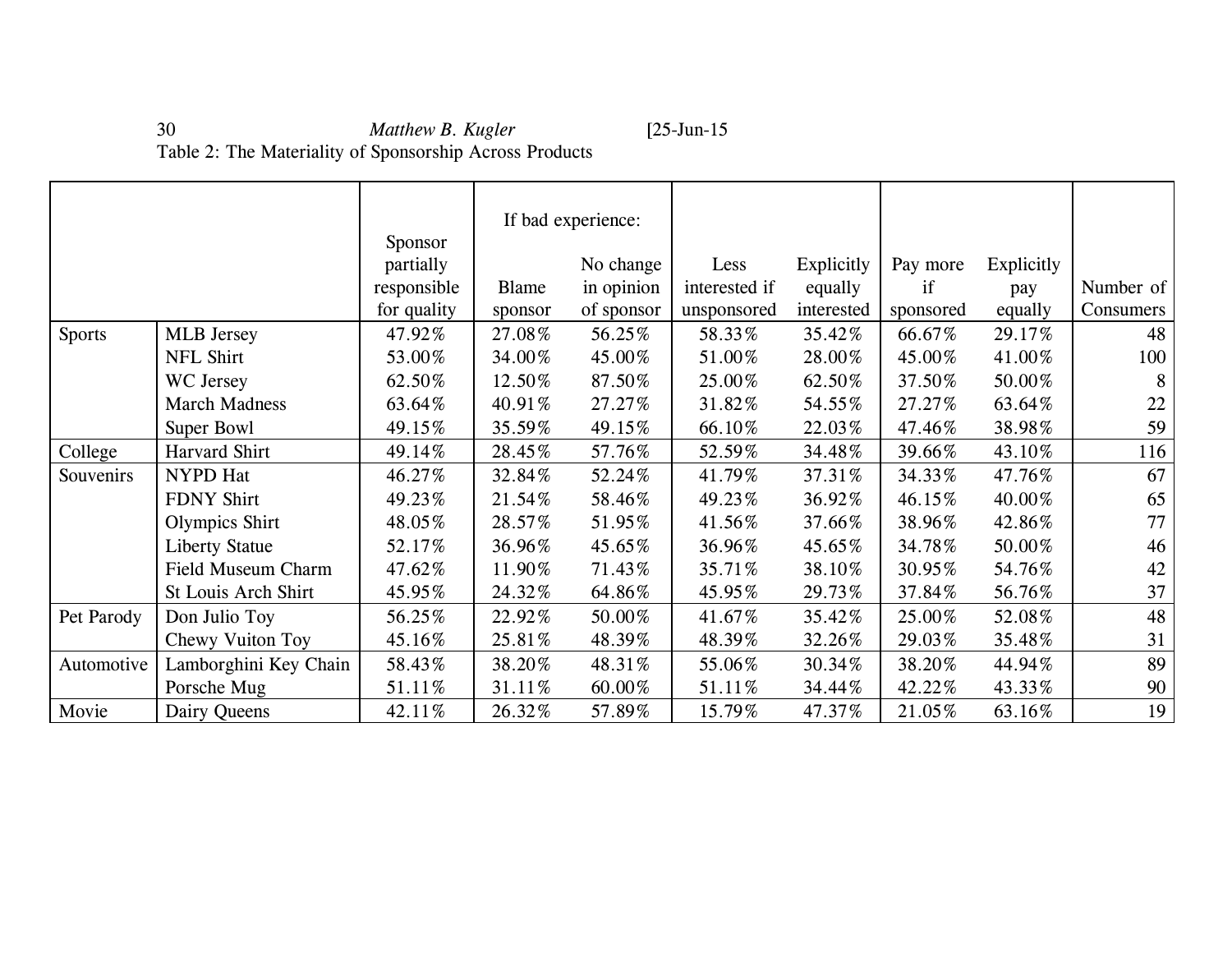Table 2: The Materiality of Sponsorship Across Products

| | | Sponsor partially responsible for quality | If bad experience: Blame sponsor | No change in opinion of sponsor | Less interested if unsponsored | Explicitly equally interested | Pay more if sponsored | Explicitly pay equally | Number of Consumers |
|---|---|---|---|---|---|---|---|---|---|
| Sports | MLB Jersey | 47.92% | 27.08% | 56.25% | 58.33% | 35.42% | 66.67% | 29.17% | 48 |
| | NFL Shirt | 53.00% | 34.00% | 45.00% | 51.00% | 28.00% | 45.00% | 41.00% | 100 |
| | WC Jersey | 62.50% | 12.50% | 87.50% | 25.00% | 62.50% | 37.50% | 50.00% | 8 |
| | March Madness | 63.64% | 40.91% | 27.27% | 31.82% | 54.55% | 27.27% | 63.64% | 22 |
| | Super Bowl | 49.15% | 35.59% | 49.15% | 66.10% | 22.03% | 47.46% | 38.98% | 59 |
| College | Harvard Shirt | 49.14% | 28.45% | 57.76% | 52.59% | 34.48% | 39.66% | 43.10% | 116 |
| Souvenirs | NYPD Hat | 46.27% | 32.84% | 52.24% | 41.79% | 37.31% | 34.33% | 47.76% | 67 |
| | FDNY Shirt | 49.23% | 21.54% | 58.46% | 49.23% | 36.92% | 46.15% | 40.00% | 65 |
| | Olympics Shirt | 48.05% | 28.57% | 51.95% | 41.56% | 37.66% | 38.96% | 42.86% | 77 |
| | Liberty Statue | 52.17% | 36.96% | 45.65% | 36.96% | 45.65% | 34.78% | 50.00% | 46 |
| | Field Museum Charm | 47.62% | 11.90% | 71.43% | 35.71% | 38.10% | 30.95% | 54.76% | 42 |
| | St Louis Arch Shirt | 45.95% | 24.32% | 64.86% | 45.95% | 29.73% | 37.84% | 56.76% | 37 |
| Pet Parody | Don Julio Toy | 56.25% | 22.92% | 50.00% | 41.67% | 35.42% | 25.00% | 52.08% | 48 |
| | Chewy Vuiton Toy | 45.16% | 25.81% | 48.39% | 48.39% | 32.26% | 29.03% | 35.48% | 31 |
| Automotive | Lamborghini Key Chain | 58.43% | 38.20% | 48.31% | 55.06% | 30.34% | 38.20% | 44.94% | 89 |
| | Porsche Mug | 51.11% | 31.11% | 60.00% | 51.11% | 34.44% | 42.22% | 43.33% | 90 |
| Movie | Dairy Queens | 42.11% | 26.32% | 57.89% | 15.79% | 47.37% | 21.05% | 63.16% | 19 |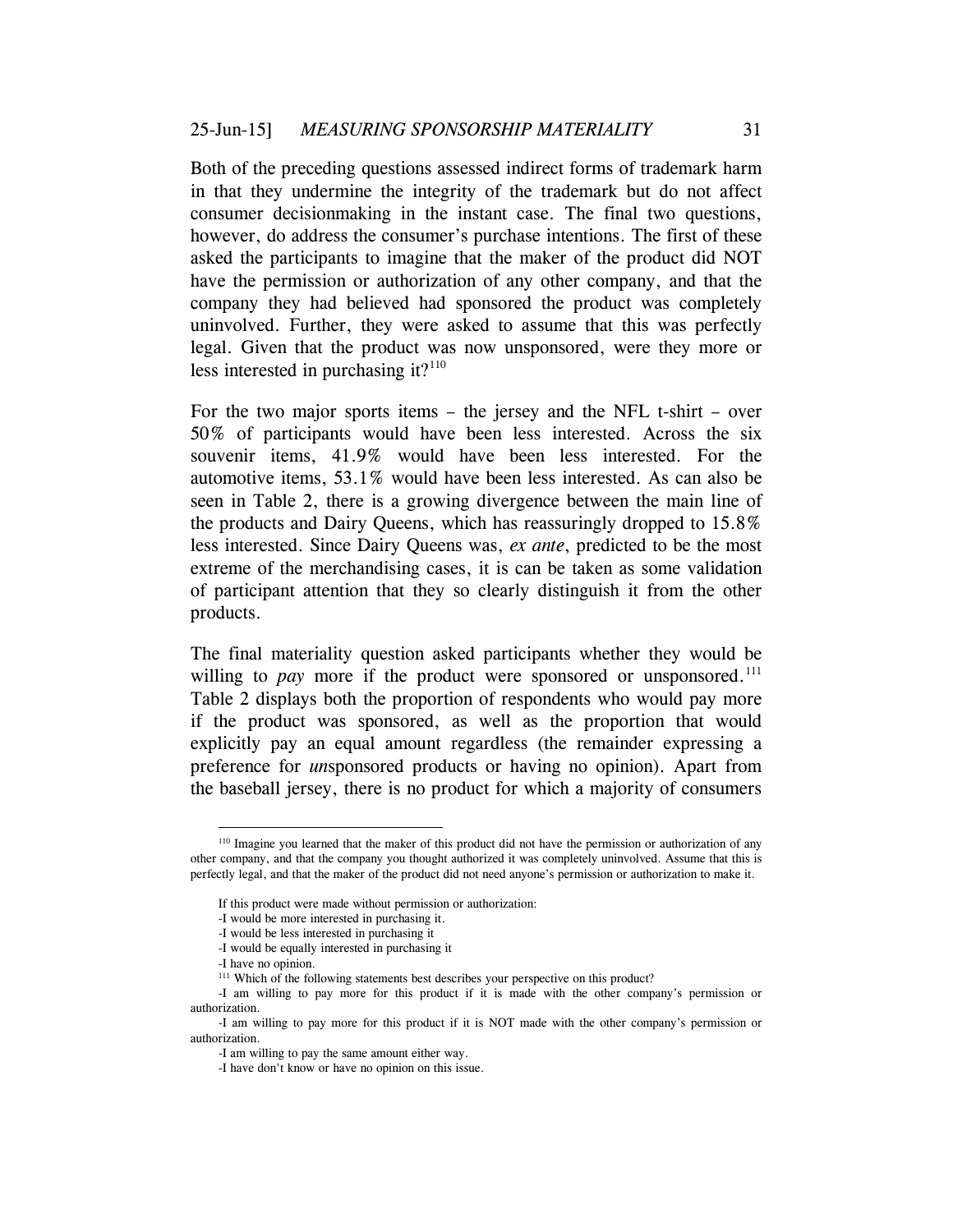Both of the preceding questions assessed indirect forms of trademark harm in that they undermine the integrity of the trademark but do not affect consumer decisionmaking in the instant case. The final two questions, however, do address the consumer's purchase intentions. The first of these asked the participants to imagine that the maker of the product did NOT have the permission or authorization of any other company, and that the company they had believed had sponsored the product was completely uninvolved. Further, they were asked to assume that this was perfectly legal. Given that the product was now unsponsored, were they more or less interested in purchasing it?[110]

For the two major sports items – the jersey and the NFL t-shirt – over 50% of participants would have been less interested. Across the six souvenir items, 41.9% would have been less interested. For the automotive items, 53.1% would have been less interested. As can also be seen in Table 2, there is a growing divergence between the main line of the products and Dairy Queens, which has reassuringly dropped to 15.8% less interested. Since Dairy Queens was, *ex ante*, predicted to be the most extreme of the merchandising cases, it is can be taken as some validation of participant attention that they so clearly distinguish it from the other products.

The final materiality question asked participants whether they would be willing to *pay* more if the product were sponsored or unsponsored.[111] Table 2 displays both the proportion of respondents who would pay more if the product was sponsored, as well as the proportion that would explicitly pay an equal amount regardless (the remainder expressing a preference for *un*sponsored products or having no opinion). Apart from the baseball jersey, there is no product for which a majority of consumers

---

[110] Imagine you learned that the maker of this product did not have the permission or authorization of any other company, and that the company you thought authorized it was completely uninvolved. Assume that this is perfectly legal, and that the maker of the product did not need anyone's permission or authorization to make it.

If this product were made without permission or authorization:
-I would be more interested in purchasing it.
-I would be less interested in purchasing it
-I would be equally interested in purchasing it
-I have no opinion.

[111] Which of the following statements best describes your perspective on this product?
-I am willing to pay more for this product if it is made with the other company's permission or authorization.
-I am willing to pay more for this product if it is NOT made with the other company's permission or authorization.
-I am willing to pay the same amount either way.
-I have don't know or have no opinion on this issue.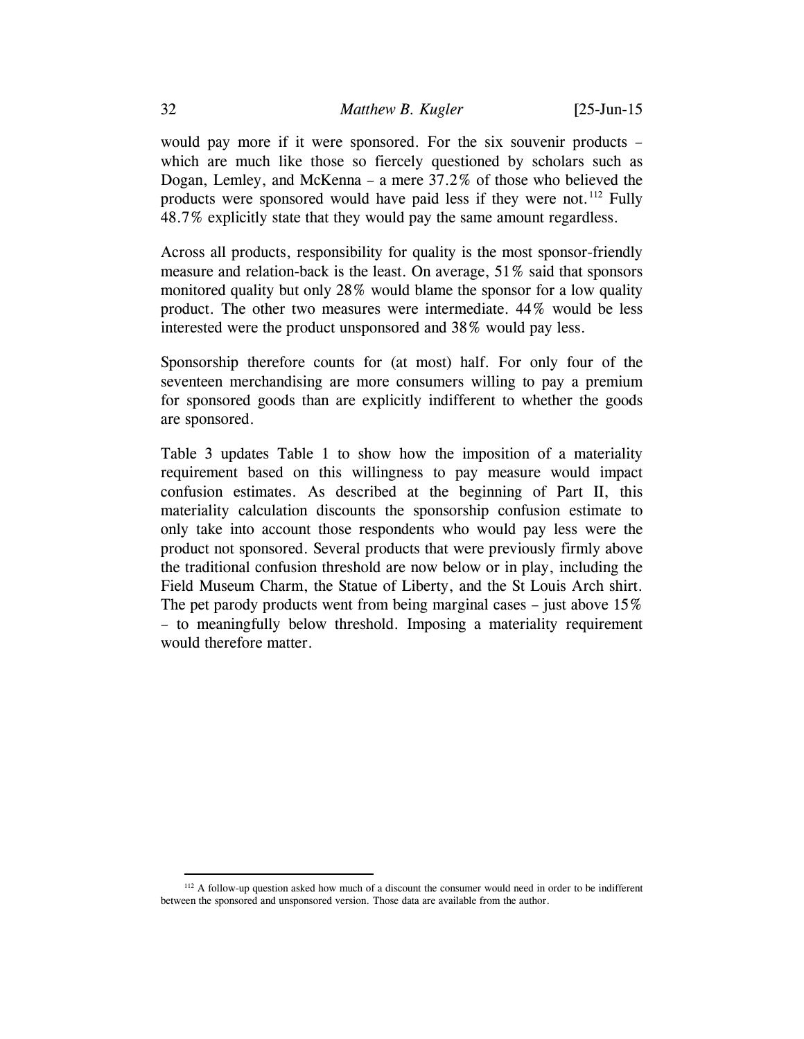would pay more if it were sponsored. For the six souvenir products – which are much like those so fiercely questioned by scholars such as Dogan, Lemley, and McKenna – a mere 37.2% of those who believed the products were sponsored would have paid less if they were not.[112] Fully 48.7% explicitly state that they would pay the same amount regardless.

Across all products, responsibility for quality is the most sponsor-friendly measure and relation-back is the least. On average, 51% said that sponsors monitored quality but only 28% would blame the sponsor for a low quality product. The other two measures were intermediate. 44% would be less interested were the product unsponsored and 38% would pay less.

Sponsorship therefore counts for (at most) half. For only four of the seventeen merchandising are more consumers willing to pay a premium for sponsored goods than are explicitly indifferent to whether the goods are sponsored.

Table 3 updates Table 1 to show how the imposition of a materiality requirement based on this willingness to pay measure would impact confusion estimates. As described at the beginning of Part II, this materiality calculation discounts the sponsorship confusion estimate to only take into account those respondents who would pay less were the product not sponsored. Several products that were previously firmly above the traditional confusion threshold are now below or in play, including the Field Museum Charm, the Statue of Liberty, and the St Louis Arch shirt. The pet parody products went from being marginal cases – just above 15% – to meaningfully below threshold. Imposing a materiality requirement would therefore matter.

---

[112] A follow-up question asked how much of a discount the consumer would need in order to be indifferent between the sponsored and unsponsored version. Those data are available from the author.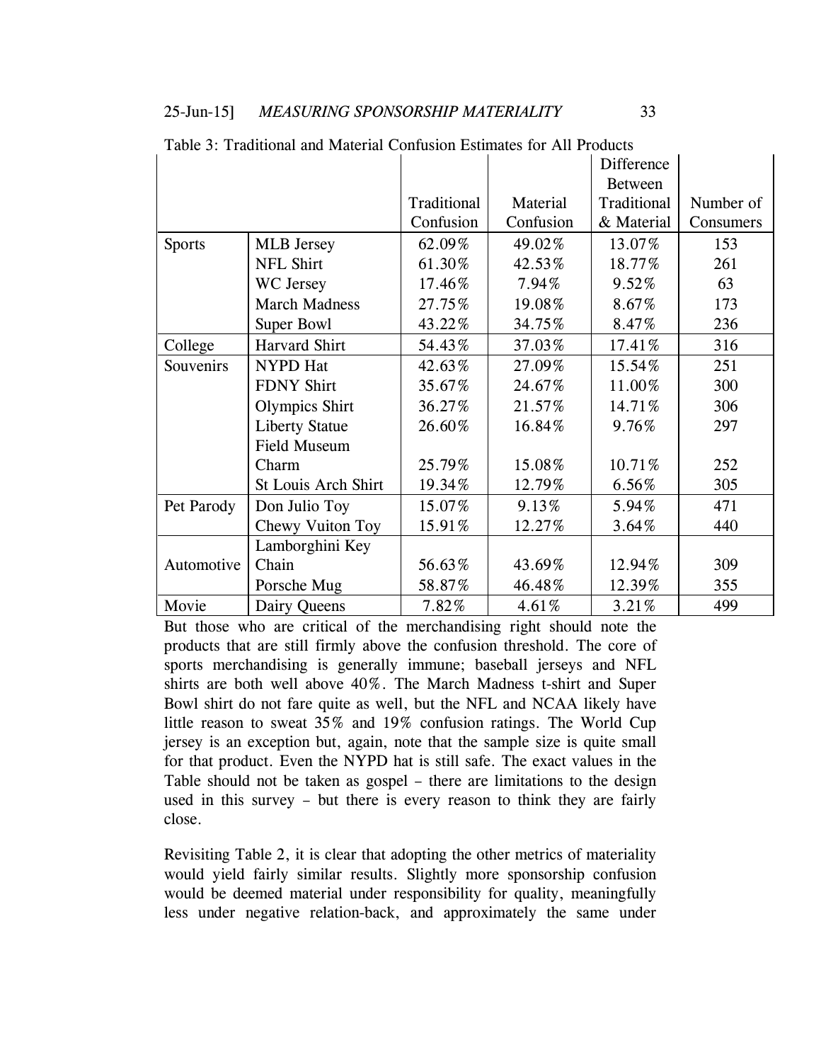Table 3: Traditional and Material Confusion Estimates for All Products

| | | Traditional Confusion | Material Confusion | Difference Between Traditional & Material | Number of Consumers |
|---|---|---|---|---|---|
| Sports | MLB Jersey | 62.09% | 49.02% | 13.07% | 153 |
| | NFL Shirt | 61.30% | 42.53% | 18.77% | 261 |
| | WC Jersey | 17.46% | 7.94% | 9.52% | 63 |
| | March Madness | 27.75% | 19.08% | 8.67% | 173 |
| | Super Bowl | 43.22% | 34.75% | 8.47% | 236 |
| College | Harvard Shirt | 54.43% | 37.03% | 17.41% | 316 |
| Souvenirs | NYPD Hat | 42.63% | 27.09% | 15.54% | 251 |
| | FDNY Shirt | 35.67% | 24.67% | 11.00% | 300 |
| | Olympics Shirt | 36.27% | 21.57% | 14.71% | 306 |
| | Liberty Statue | 26.60% | 16.84% | 9.76% | 297 |
| | Field Museum Charm | 25.79% | 15.08% | 10.71% | 252 |
| | St Louis Arch Shirt | 19.34% | 12.79% | 6.56% | 305 |
| Pet Parody | Don Julio Toy | 15.07% | 9.13% | 5.94% | 471 |
| | Chewy Vuiton Toy | 15.91% | 12.27% | 3.64% | 440 |
| Automotive | Lamborghini Key Chain | 56.63% | 43.69% | 12.94% | 309 |
| | Porsche Mug | 58.87% | 46.48% | 12.39% | 355 |
| Movie | Dairy Queens | 7.82% | 4.61% | 3.21% | 499 |

But those who are critical of the merchandising right should note the products that are still firmly above the confusion threshold. The core of sports merchandising is generally immune; baseball jerseys and NFL shirts are both well above 40%. The March Madness t-shirt and Super Bowl shirt do not fare quite as well, but the NFL and NCAA likely have little reason to sweat 35% and 19% confusion ratings. The World Cup jersey is an exception but, again, note that the sample size is quite small for that product. Even the NYPD hat is still safe. The exact values in the Table should not be taken as gospel – there are limitations to the design used in this survey – but there is every reason to think they are fairly close.

Revisiting Table 2, it is clear that adopting the other metrics of materiality would yield fairly similar results. Slightly more sponsorship confusion would be deemed material under responsibility for quality, meaningfully less under negative relation-back, and approximately the same under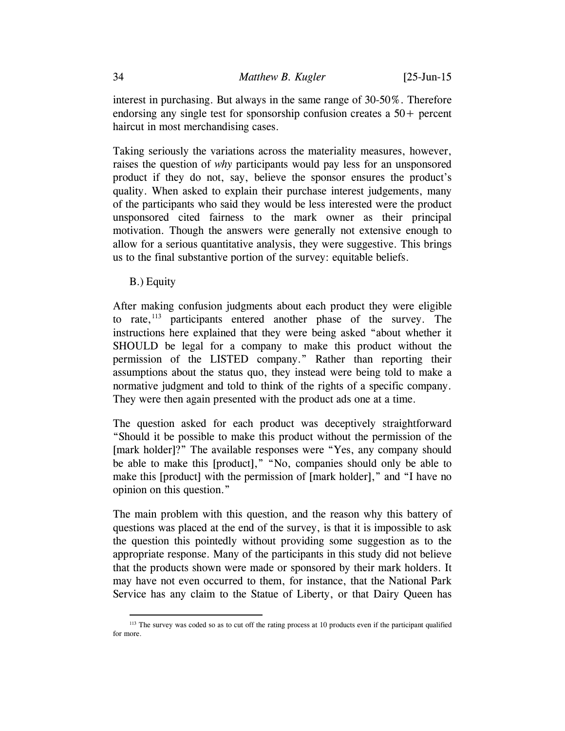interest in purchasing. But always in the same range of 30-50%. Therefore endorsing any single test for sponsorship confusion creates a 50+ percent haircut in most merchandising cases.

Taking seriously the variations across the materiality measures, however, raises the question of *why* participants would pay less for an unsponsored product if they do not, say, believe the sponsor ensures the product's quality. When asked to explain their purchase interest judgements, many of the participants who said they would be less interested were the product unsponsored cited fairness to the mark owner as their principal motivation. Though the answers were generally not extensive enough to allow for a serious quantitative analysis, they were suggestive. This brings us to the final substantive portion of the survey: equitable beliefs.

### B.) Equity

After making confusion judgments about each product they were eligible to rate,[113] participants entered another phase of the survey. The instructions here explained that they were being asked "about whether it SHOULD be legal for a company to make this product without the permission of the LISTED company." Rather than reporting their assumptions about the status quo, they instead were being told to make a normative judgment and told to think of the rights of a specific company. They were then again presented with the product ads one at a time.

The question asked for each product was deceptively straightforward "Should it be possible to make this product without the permission of the [mark holder]?" The available responses were "Yes, any company should be able to make this [product]," "No, companies should only be able to make this [product] with the permission of [mark holder]," and "I have no opinion on this question."

The main problem with this question, and the reason why this battery of questions was placed at the end of the survey, is that it is impossible to ask the question this pointedly without providing some suggestion as to the appropriate response. Many of the participants in this study did not believe that the products shown were made or sponsored by their mark holders. It may have not even occurred to them, for instance, that the National Park Service has any claim to the Statue of Liberty, or that Dairy Queen has

---

[113] The survey was coded so as to cut off the rating process at 10 products even if the participant qualified for more.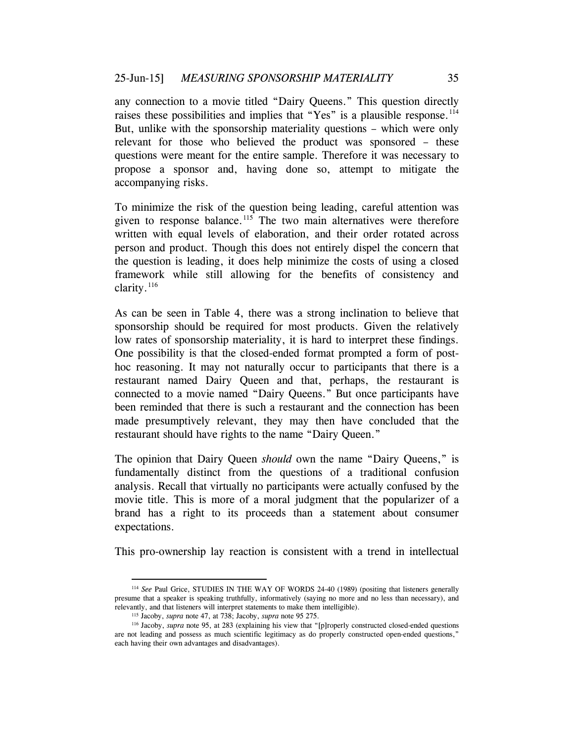any connection to a movie titled "Dairy Queens." This question directly raises these possibilities and implies that "Yes" is a plausible response.[114] But, unlike with the sponsorship materiality questions – which were only relevant for those who believed the product was sponsored – these questions were meant for the entire sample. Therefore it was necessary to propose a sponsor and, having done so, attempt to mitigate the accompanying risks.

To minimize the risk of the question being leading, careful attention was given to response balance.[115] The two main alternatives were therefore written with equal levels of elaboration, and their order rotated across person and product. Though this does not entirely dispel the concern that the question is leading, it does help minimize the costs of using a closed framework while still allowing for the benefits of consistency and clarity.[116]

As can be seen in Table 4, there was a strong inclination to believe that sponsorship should be required for most products. Given the relatively low rates of sponsorship materiality, it is hard to interpret these findings. One possibility is that the closed-ended format prompted a form of post-hoc reasoning. It may not naturally occur to participants that there is a restaurant named Dairy Queen and that, perhaps, the restaurant is connected to a movie named "Dairy Queens." But once participants have been reminded that there is such a restaurant and the connection has been made presumptively relevant, they may then have concluded that the restaurant should have rights to the name "Dairy Queen."

The opinion that Dairy Queen *should* own the name "Dairy Queens," is fundamentally distinct from the questions of a traditional confusion analysis. Recall that virtually no participants were actually confused by the movie title. This is more of a moral judgment that the popularizer of a brand has a right to its proceeds than a statement about consumer expectations.

This pro-ownership lay reaction is consistent with a trend in intellectual

---

[114] *See* Paul Grice, STUDIES IN THE WAY OF WORDS 24-40 (1989) (positing that listeners generally presume that a speaker is speaking truthfully, informatively (saying no more and no less than necessary), and relevantly, and that listeners will interpret statements to make them intelligible).

[115] Jacoby, *supra* note 47, at 738; Jacoby, *supra* note 95 275.

[116] Jacoby, *supra* note 95, at 283 (explaining his view that "[p]roperly constructed closed-ended questions are not leading and possess as much scientific legitimacy as do properly constructed open-ended questions," each having their own advantages and disadvantages).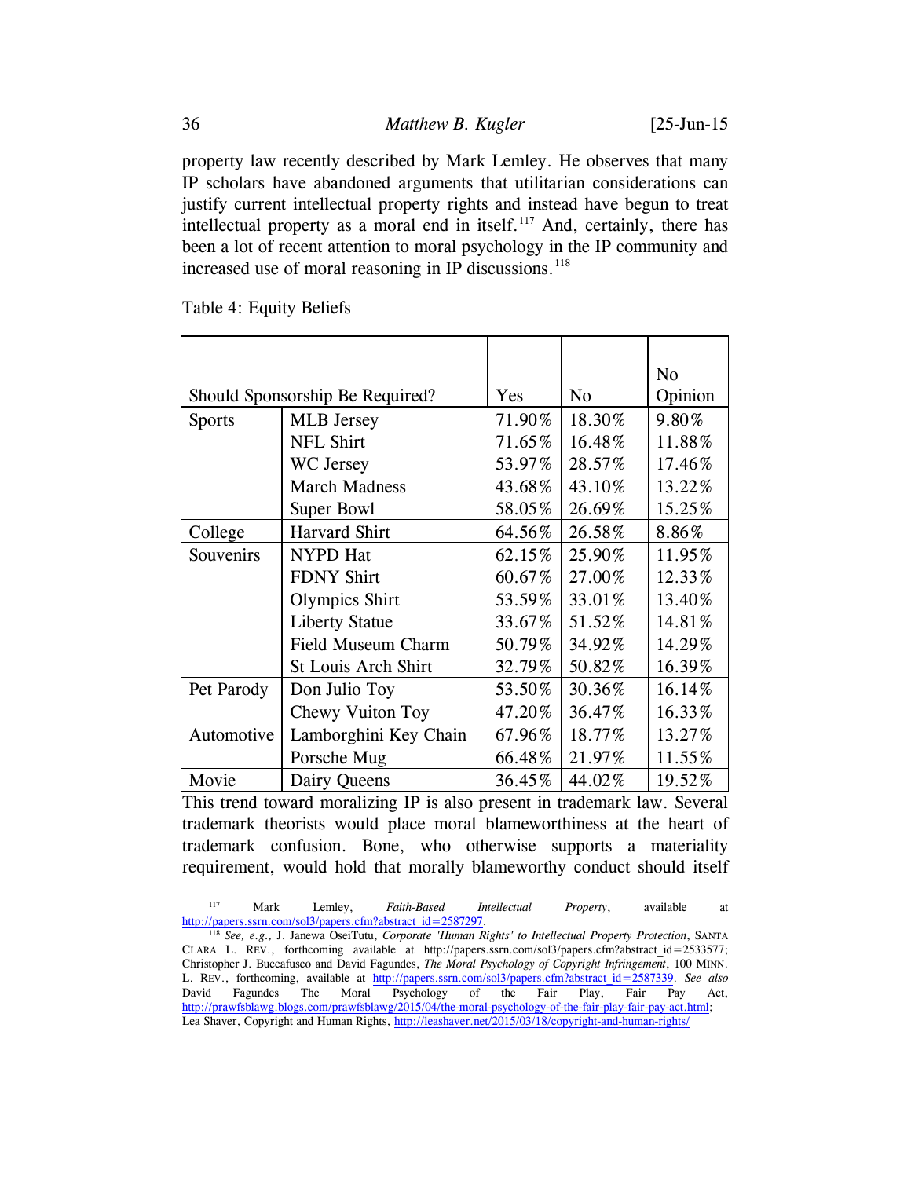property law recently described by Mark Lemley. He observes that many IP scholars have abandoned arguments that utilitarian considerations can justify current intellectual property rights and instead have begun to treat intellectual property as a moral end in itself.[117] And, certainly, there has been a lot of recent attention to moral psychology in the IP community and increased use of moral reasoning in IP discussions.[118]

Table 4: Equity Beliefs

| Should Sponsorship Be Required? | | Yes | No | No Opinion |
|---|---|---|---|---|
| Sports | MLB Jersey | 71.90% | 18.30% | 9.80% |
| | NFL Shirt | 71.65% | 16.48% | 11.88% |
| | WC Jersey | 53.97% | 28.57% | 17.46% |
| | March Madness | 43.68% | 43.10% | 13.22% |
| | Super Bowl | 58.05% | 26.69% | 15.25% |
| College | Harvard Shirt | 64.56% | 26.58% | 8.86% |
| Souvenirs | NYPD Hat | 62.15% | 25.90% | 11.95% |
| | FDNY Shirt | 60.67% | 27.00% | 12.33% |
| | Olympics Shirt | 53.59% | 33.01% | 13.40% |
| | Liberty Statue | 33.67% | 51.52% | 14.81% |
| | Field Museum Charm | 50.79% | 34.92% | 14.29% |
| | St Louis Arch Shirt | 32.79% | 50.82% | 16.39% |
| Pet Parody | Don Julio Toy | 53.50% | 30.36% | 16.14% |
| | Chewy Vuiton Toy | 47.20% | 36.47% | 16.33% |
| Automotive | Lamborghini Key Chain | 67.96% | 18.77% | 13.27% |
| | Porsche Mug | 66.48% | 21.97% | 11.55% |
| Movie | Dairy Queens | 36.45% | 44.02% | 19.52% |

This trend toward moralizing IP is also present in trademark law. Several trademark theorists would place moral blameworthiness at the heart of trademark confusion. Bone, who otherwise supports a materiality requirement, would hold that morally blameworthy conduct should itself

---

[117] Mark Lemley, *Faith-Based Intellectual Property*, available at http://papers.ssrn.com/sol3/papers.cfm?abstract_id=2587297.

[118] *See, e.g.,* J. Janewa OseiTutu, *Corporate 'Human Rights' to Intellectual Property Protection*, SANTA CLARA L. REV., forthcoming available at http://papers.ssrn.com/sol3/papers.cfm?abstract_id=2533577; Christopher J. Buccafusco and David Fagundes, *The Moral Psychology of Copyright Infringement*, 100 MINN. L. REV., forthcoming, available at http://papers.ssrn.com/sol3/papers.cfm?abstract_id=2587339. *See also* David Fagundes The Moral Psychology of the Fair Play, Fair Pay Act, http://prawfsblawg.blogs.com/prawfsblawg/2015/04/the-moral-psychology-of-the-fair-play-fair-pay-act.html; Lea Shaver, Copyright and Human Rights, http://leashaver.net/2015/03/18/copyright-and-human-rights/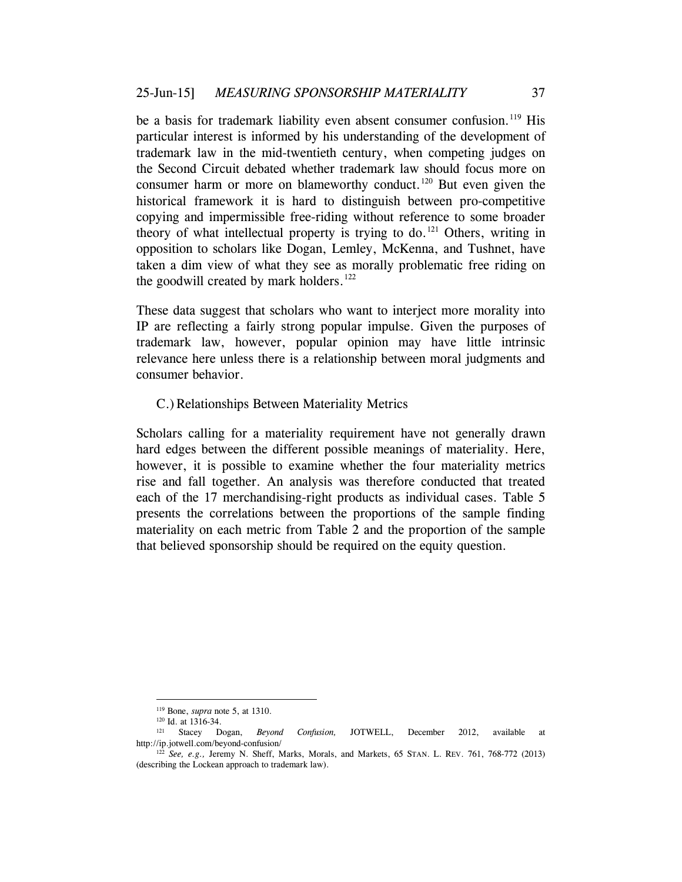be a basis for trademark liability even absent consumer confusion.[119] His particular interest is informed by his understanding of the development of trademark law in the mid-twentieth century, when competing judges on the Second Circuit debated whether trademark law should focus more on consumer harm or more on blameworthy conduct.[120] But even given the historical framework it is hard to distinguish between pro-competitive copying and impermissible free-riding without reference to some broader theory of what intellectual property is trying to do.[121] Others, writing in opposition to scholars like Dogan, Lemley, McKenna, and Tushnet, have taken a dim view of what they see as morally problematic free riding on the goodwill created by mark holders.[122]

These data suggest that scholars who want to interject more morality into IP are reflecting a fairly strong popular impulse. Given the purposes of trademark law, however, popular opinion may have little intrinsic relevance here unless there is a relationship between moral judgments and consumer behavior.

### C.) Relationships Between Materiality Metrics

Scholars calling for a materiality requirement have not generally drawn hard edges between the different possible meanings of materiality. Here, however, it is possible to examine whether the four materiality metrics rise and fall together. An analysis was therefore conducted that treated each of the 17 merchandising-right products as individual cases. Table 5 presents the correlations between the proportions of the sample finding materiality on each metric from Table 2 and the proportion of the sample that believed sponsorship should be required on the equity question.

---

[119] Bone, *supra* note 5, at 1310.

[120] Id. at 1316-34.

[121] Stacey Dogan, *Beyond Confusion,* JOTWELL, December 2012, available at http://ip.jotwell.com/beyond-confusion/

[122] *See, e.g.,* Jeremy N. Sheff, Marks, Morals, and Markets, 65 STAN. L. REV. 761, 768-772 (2013) (describing the Lockean approach to trademark law).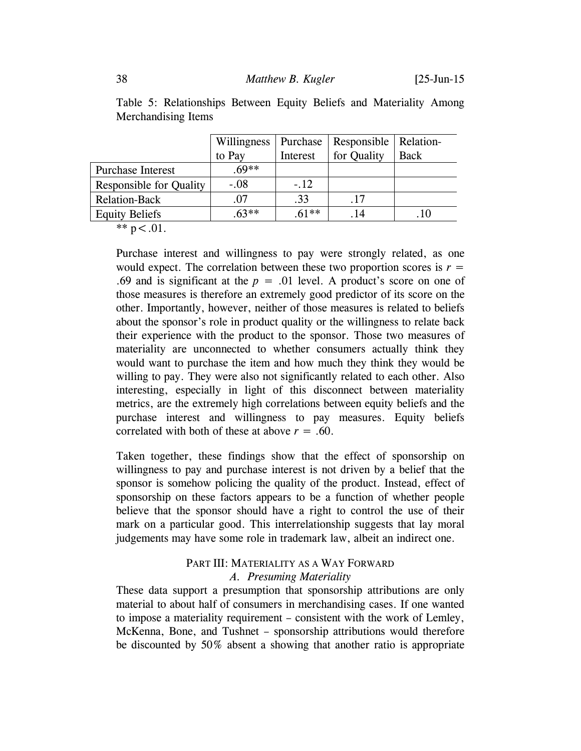Table 5: Relationships Between Equity Beliefs and Materiality Among Merchandising Items

| | Willingness to Pay | Purchase Interest | Responsible for Quality | Relation-Back |
|---|---|---|---|---|
| Purchase Interest | .69** | | | |
| Responsible for Quality | -.08 | -.12 | | |
| Relation-Back | .07 | .33 | .17 | |
| Equity Beliefs | .63** | .61** | .14 | .10 |

** $p < .01$.

Purchase interest and willingness to pay were strongly related, as one would expect. The correlation between these two proportion scores is $r = .69$ and is significant at the $p = .01$ level. A product's score on one of those measures is therefore an extremely good predictor of its score on the other. Importantly, however, neither of those measures is related to beliefs about the sponsor's role in product quality or the willingness to relate back their experience with the product to the sponsor. Those two measures of materiality are unconnected to whether consumers actually think they would want to purchase the item and how much they think they would be willing to pay. They were also not significantly related to each other. Also interesting, especially in light of this disconnect between materiality metrics, are the extremely high correlations between equity beliefs and the purchase interest and willingness to pay measures. Equity beliefs correlated with both of these at above $r = .60$.

Taken together, these findings show that the effect of sponsorship on willingness to pay and purchase interest is not driven by a belief that the sponsor is somehow policing the quality of the product. Instead, effect of sponsorship on these factors appears to be a function of whether people believe that the sponsor should have a right to control the use of their mark on a particular good. This interrelationship suggests that lay moral judgements may have some role in trademark law, albeit an indirect one.

## PART III: MATERIALITY AS A WAY FORWARD

### *A. Presuming Materiality*

These data support a presumption that sponsorship attributions are only material to about half of consumers in merchandising cases. If one wanted to impose a materiality requirement – consistent with the work of Lemley, McKenna, Bone, and Tushnet – sponsorship attributions would therefore be discounted by 50% absent a showing that another ratio is appropriate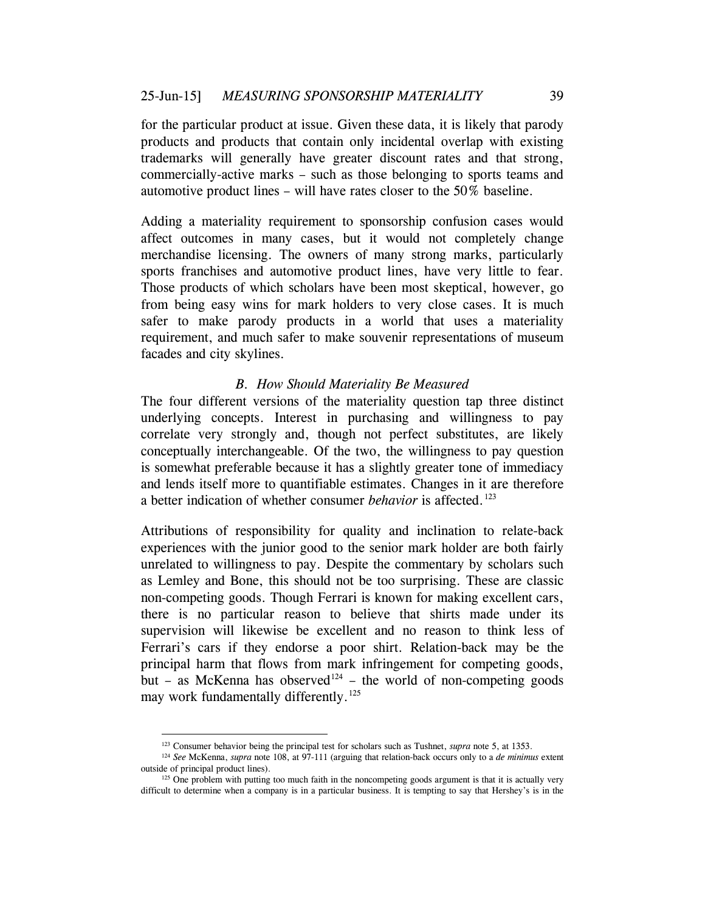for the particular product at issue. Given these data, it is likely that parody products and products that contain only incidental overlap with existing trademarks will generally have greater discount rates and that strong, commercially-active marks – such as those belonging to sports teams and automotive product lines – will have rates closer to the 50% baseline.

Adding a materiality requirement to sponsorship confusion cases would affect outcomes in many cases, but it would not completely change merchandise licensing. The owners of many strong marks, particularly sports franchises and automotive product lines, have very little to fear. Those products of which scholars have been most skeptical, however, go from being easy wins for mark holders to very close cases. It is much safer to make parody products in a world that uses a materiality requirement, and much safer to make souvenir representations of museum facades and city skylines.

### *B. How Should Materiality Be Measured*

The four different versions of the materiality question tap three distinct underlying concepts. Interest in purchasing and willingness to pay correlate very strongly and, though not perfect substitutes, are likely conceptually interchangeable. Of the two, the willingness to pay question is somewhat preferable because it has a slightly greater tone of immediacy and lends itself more to quantifiable estimates. Changes in it are therefore a better indication of whether consumer *behavior* is affected.[123]

Attributions of responsibility for quality and inclination to relate-back experiences with the junior good to the senior mark holder are both fairly unrelated to willingness to pay. Despite the commentary by scholars such as Lemley and Bone, this should not be too surprising. These are classic non-competing goods. Though Ferrari is known for making excellent cars, there is no particular reason to believe that shirts made under its supervision will likewise be excellent and no reason to think less of Ferrari's cars if they endorse a poor shirt. Relation-back may be the principal harm that flows from mark infringement for competing goods, but – as McKenna has observed[124] – the world of non-competing goods may work fundamentally differently.[125]

---

[123] Consumer behavior being the principal test for scholars such as Tushnet, *supra* note 5, at 1353.

[124] *See* McKenna, *supra* note 108, at 97-111 (arguing that relation-back occurs only to a *de minimus* extent outside of principal product lines).

[125] One problem with putting too much faith in the noncompeting goods argument is that it is actually very difficult to determine when a company is in a particular business. It is tempting to say that Hershey's is in the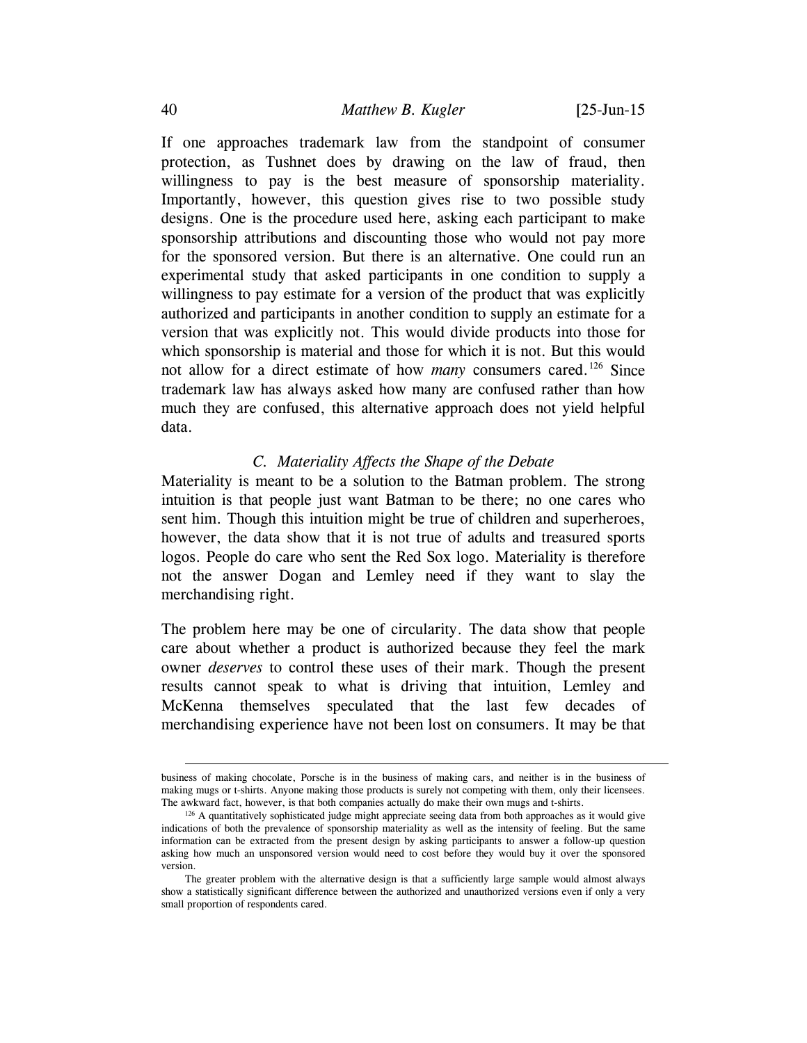If one approaches trademark law from the standpoint of consumer protection, as Tushnet does by drawing on the law of fraud, then willingness to pay is the best measure of sponsorship materiality. Importantly, however, this question gives rise to two possible study designs. One is the procedure used here, asking each participant to make sponsorship attributions and discounting those who would not pay more for the sponsored version. But there is an alternative. One could run an experimental study that asked participants in one condition to supply a willingness to pay estimate for a version of the product that was explicitly authorized and participants in another condition to supply an estimate for a version that was explicitly not. This would divide products into those for which sponsorship is material and those for which it is not. But this would not allow for a direct estimate of how *many* consumers cared.[126] Since trademark law has always asked how many are confused rather than how much they are confused, this alternative approach does not yield helpful data.

### *C. Materiality Affects the Shape of the Debate*

Materiality is meant to be a solution to the Batman problem. The strong intuition is that people just want Batman to be there; no one cares who sent him. Though this intuition might be true of children and superheroes, however, the data show that it is not true of adults and treasured sports logos. People do care who sent the Red Sox logo. Materiality is therefore not the answer Dogan and Lemley need if they want to slay the merchandising right.

The problem here may be one of circularity. The data show that people care about whether a product is authorized because they feel the mark owner *deserves* to control these uses of their mark. Though the present results cannot speak to what is driving that intuition, Lemley and McKenna themselves speculated that the last few decades of merchandising experience have not been lost on consumers. It may be that

---

business of making chocolate, Porsche is in the business of making cars, and neither is in the business of making mugs or t-shirts. Anyone making those products is surely not competing with them, only their licensees. The awkward fact, however, is that both companies actually do make their own mugs and t-shirts.

[126] A quantitatively sophisticated judge might appreciate seeing data from both approaches as it would give indications of both the prevalence of sponsorship materiality as well as the intensity of feeling. But the same information can be extracted from the present design by asking participants to answer a follow-up question asking how much an unsponsored version would need to cost before they would buy it over the sponsored version.

The greater problem with the alternative design is that a sufficiently large sample would almost always show a statistically significant difference between the authorized and unauthorized versions even if only a very small proportion of respondents cared.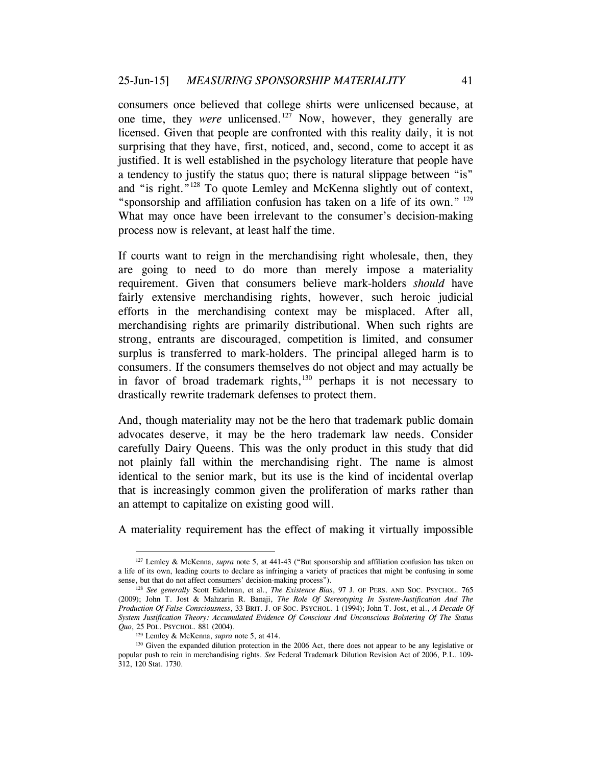consumers once believed that college shirts were unlicensed because, at one time, they *were* unlicensed.[127] Now, however, they generally are licensed. Given that people are confronted with this reality daily, it is not surprising that they have, first, noticed, and, second, come to accept it as justified. It is well established in the psychology literature that people have a tendency to justify the status quo; there is natural slippage between "is" and "is right."[128] To quote Lemley and McKenna slightly out of context, "sponsorship and affiliation confusion has taken on a life of its own." [129] What may once have been irrelevant to the consumer's decision-making process now is relevant, at least half the time.

If courts want to reign in the merchandising right wholesale, then, they are going to need to do more than merely impose a materiality requirement. Given that consumers believe mark-holders *should* have fairly extensive merchandising rights, however, such heroic judicial efforts in the merchandising context may be misplaced. After all, merchandising rights are primarily distributional. When such rights are strong, entrants are discouraged, competition is limited, and consumer surplus is transferred to mark-holders. The principal alleged harm is to consumers. If the consumers themselves do not object and may actually be in favor of broad trademark rights,[130] perhaps it is not necessary to drastically rewrite trademark defenses to protect them.

And, though materiality may not be the hero that trademark public domain advocates deserve, it may be the hero trademark law needs. Consider carefully Dairy Queens. This was the only product in this study that did not plainly fall within the merchandising right. The name is almost identical to the senior mark, but its use is the kind of incidental overlap that is increasingly common given the proliferation of marks rather than an attempt to capitalize on existing good will.

A materiality requirement has the effect of making it virtually impossible

---

[127] Lemley & McKenna, *supra* note 5, at 441-43 ("But sponsorship and affiliation confusion has taken on a life of its own, leading courts to declare as infringing a variety of practices that might be confusing in some sense, but that do not affect consumers' decision-making process").

[128] *See generally* Scott Eidelman, et al., *The Existence Bias*, 97 J. OF PERS. AND SOC. PSYCHOL. 765 (2009); John T. Jost & Mahzarin R. Banaji, *The Role Of Stereotyping In System-Justification And The Production Of False Consciousness*, 33 BRIT. J. OF SOC. PSYCHOL. 1 (1994); John T. Jost, et al., *A Decade Of System Justification Theory: Accumulated Evidence Of Conscious And Unconscious Bolstering Of The Status Quo*, 25 POL. PSYCHOL. 881 (2004).

[129] Lemley & McKenna, *supra* note 5, at 414.

[130] Given the expanded dilution protection in the 2006 Act, there does not appear to be any legislative or popular push to rein in merchandising rights. *See* Federal Trademark Dilution Revision Act of 2006, P.L. 109-312, 120 Stat. 1730.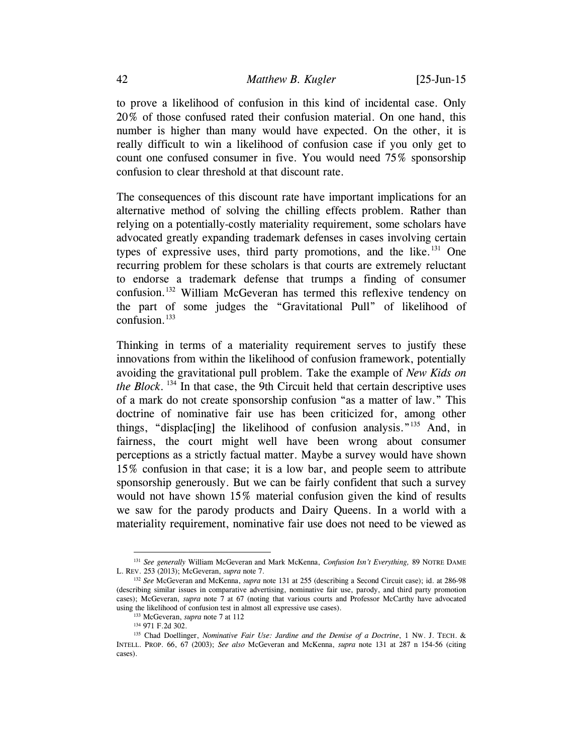to prove a likelihood of confusion in this kind of incidental case. Only 20% of those confused rated their confusion material. On one hand, this number is higher than many would have expected. On the other, it is really difficult to win a likelihood of confusion case if you only get to count one confused consumer in five. You would need 75% sponsorship confusion to clear threshold at that discount rate.

The consequences of this discount rate have important implications for an alternative method of solving the chilling effects problem. Rather than relying on a potentially-costly materiality requirement, some scholars have advocated greatly expanding trademark defenses in cases involving certain types of expressive uses, third party promotions, and the like.[131] One recurring problem for these scholars is that courts are extremely reluctant to endorse a trademark defense that trumps a finding of consumer confusion.[132] William McGeveran has termed this reflexive tendency on the part of some judges the "Gravitational Pull" of likelihood of confusion.[133]

Thinking in terms of a materiality requirement serves to justify these innovations from within the likelihood of confusion framework, potentially avoiding the gravitational pull problem. Take the example of *New Kids on the Block*.[134] In that case, the 9th Circuit held that certain descriptive uses of a mark do not create sponsorship confusion "as a matter of law." This doctrine of nominative fair use has been criticized for, among other things, "displac[ing] the likelihood of confusion analysis."[135] And, in fairness, the court might well have been wrong about consumer perceptions as a strictly factual matter. Maybe a survey would have shown 15% confusion in that case; it is a low bar, and people seem to attribute sponsorship generously. But we can be fairly confident that such a survey would not have shown 15% material confusion given the kind of results we saw for the parody products and Dairy Queens. In a world with a materiality requirement, nominative fair use does not need to be viewed as

---

[131] *See generally* William McGeveran and Mark McKenna, *Confusion Isn't Everything,* 89 NOTRE DAME L. REV. 253 (2013); McGeveran, *supra* note 7.

[132] *See* McGeveran and McKenna, *supra* note 131 at 255 (describing a Second Circuit case); id. at 286-98 (describing similar issues in comparative advertising, nominative fair use, parody, and third party promotion cases); McGeveran, *supra* note 7 at 67 (noting that various courts and Professor McCarthy have advocated using the likelihood of confusion test in almost all expressive use cases).

[133] McGeveran, *supra* note 7 at 112

[134] 971 F.2d 302.

[135] Chad Doellinger, *Nominative Fair Use: Jardine and the Demise of a Doctrine*, 1 NW. J. TECH. & INTELL. PROP. 66, 67 (2003); *See also* McGeveran and McKenna, *supra* note 131 at 287 n 154-56 (citing cases).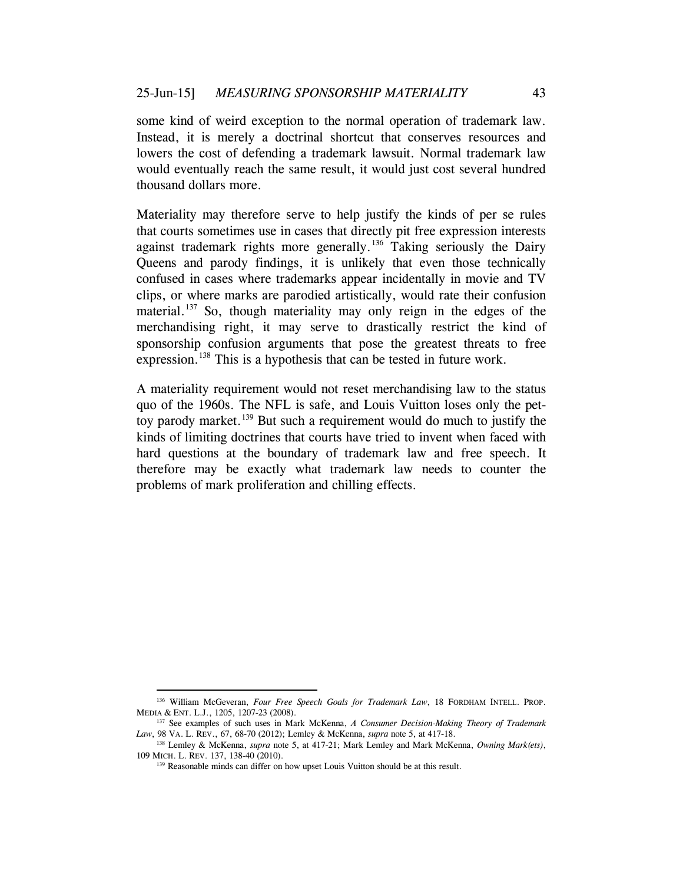some kind of weird exception to the normal operation of trademark law. Instead, it is merely a doctrinal shortcut that conserves resources and lowers the cost of defending a trademark lawsuit. Normal trademark law would eventually reach the same result, it would just cost several hundred thousand dollars more.

Materiality may therefore serve to help justify the kinds of per se rules that courts sometimes use in cases that directly pit free expression interests against trademark rights more generally.[136] Taking seriously the Dairy Queens and parody findings, it is unlikely that even those technically confused in cases where trademarks appear incidentally in movie and TV clips, or where marks are parodied artistically, would rate their confusion material.[137] So, though materiality may only reign in the edges of the merchandising right, it may serve to drastically restrict the kind of sponsorship confusion arguments that pose the greatest threats to free expression.[138] This is a hypothesis that can be tested in future work.

A materiality requirement would not reset merchandising law to the status quo of the 1960s. The NFL is safe, and Louis Vuitton loses only the pet-toy parody market.[139] But such a requirement would do much to justify the kinds of limiting doctrines that courts have tried to invent when faced with hard questions at the boundary of trademark law and free speech. It therefore may be exactly what trademark law needs to counter the problems of mark proliferation and chilling effects.

---

[136] William McGeveran, *Four Free Speech Goals for Trademark Law*, 18 FORDHAM INTELL. PROP. MEDIA & ENT. L.J., 1205, 1207-23 (2008).

[137] See examples of such uses in Mark McKenna, *A Consumer Decision-Making Theory of Trademark Law*, 98 VA. L. REV., 67, 68-70 (2012); Lemley & McKenna, *supra* note 5, at 417-18.

[138] Lemley & McKenna, *supra* note 5, at 417-21; Mark Lemley and Mark McKenna, *Owning Mark(ets)*, 109 MICH. L. REV. 137, 138-40 (2010).

[139] Reasonable minds can differ on how upset Louis Vuitton should be at this result.